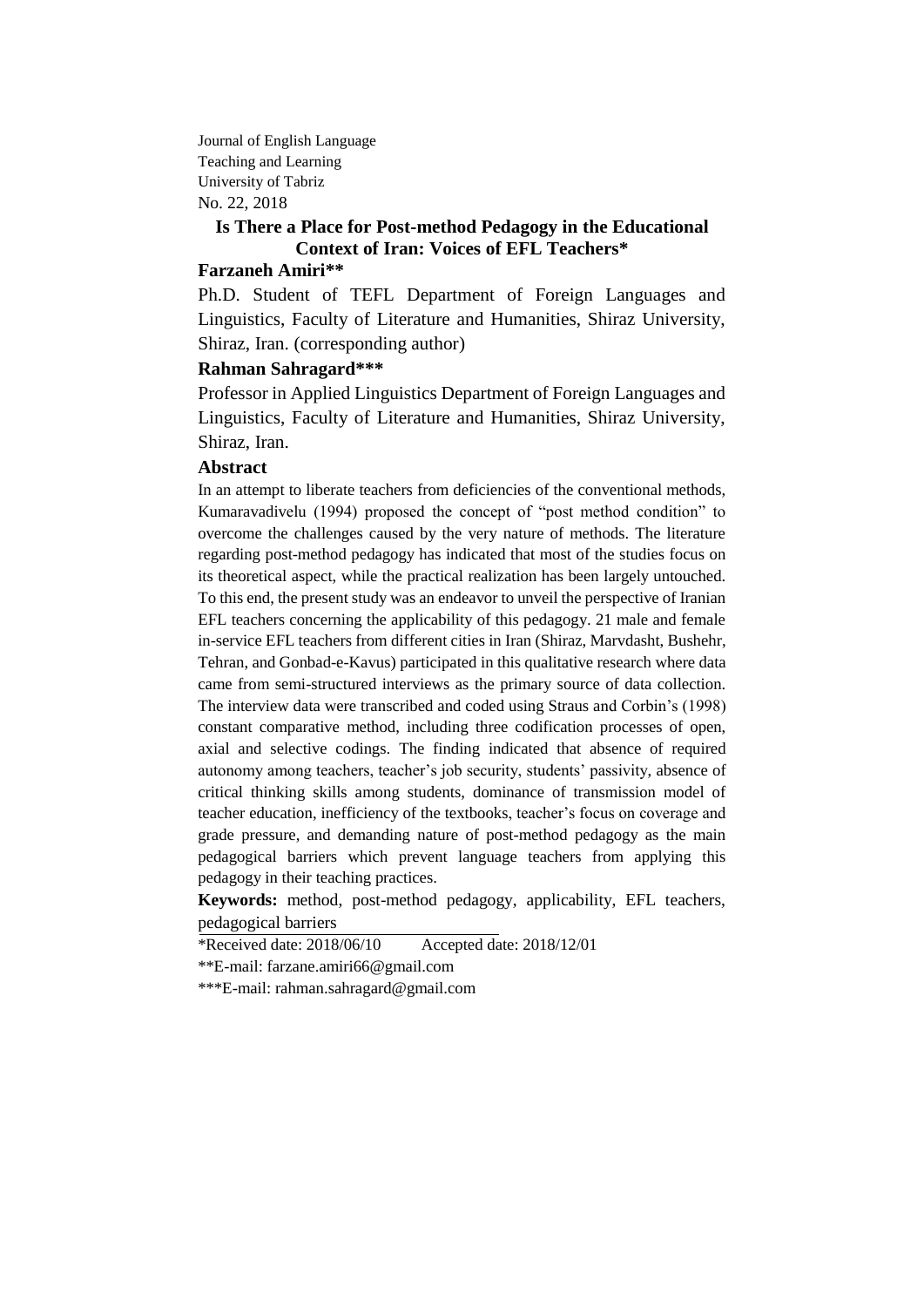Journal of English Language
Teaching and Learning
University of Tabriz
No. 22, 2018

# Is There a Place for Post-method Pedagogy in the Educational Context of Iran: Voices of EFL Teachers*

**Farzaneh Amiri****

Ph.D. Student of TEFL Department of Foreign Languages and Linguistics, Faculty of Literature and Humanities, Shiraz University, Shiraz, Iran. (corresponding author)

**Rahman Sahragard*****

Professor in Applied Linguistics Department of Foreign Languages and Linguistics, Faculty of Literature and Humanities, Shiraz University, Shiraz, Iran.

## Abstract

In an attempt to liberate teachers from deficiencies of the conventional methods, Kumaravadivelu (1994) proposed the concept of "post method condition" to overcome the challenges caused by the very nature of methods. The literature regarding post-method pedagogy has indicated that most of the studies focus on its theoretical aspect, while the practical realization has been largely untouched. To this end, the present study was an endeavor to unveil the perspective of Iranian EFL teachers concerning the applicability of this pedagogy. 21 male and female in-service EFL teachers from different cities in Iran (Shiraz, Marvdasht, Bushehr, Tehran, and Gonbad-e-Kavus) participated in this qualitative research where data came from semi-structured interviews as the primary source of data collection. The interview data were transcribed and coded using Straus and Corbin's (1998) constant comparative method, including three codification processes of open, axial and selective codings. The finding indicated that absence of required autonomy among teachers, teacher's job security, students' passivity, absence of critical thinking skills among students, dominance of transmission model of teacher education, inefficiency of the textbooks, teacher's focus on coverage and grade pressure, and demanding nature of post-method pedagogy as the main pedagogical barriers which prevent language teachers from applying this pedagogy in their teaching practices.

**Keywords:** method, post-method pedagogy, applicability, EFL teachers, pedagogical barriers

---

*Received date: 2018/06/10 Accepted date: 2018/12/01

**E-mail: farzane.amiri66@gmail.com

***E-mail: rahman.sahragard@gmail.com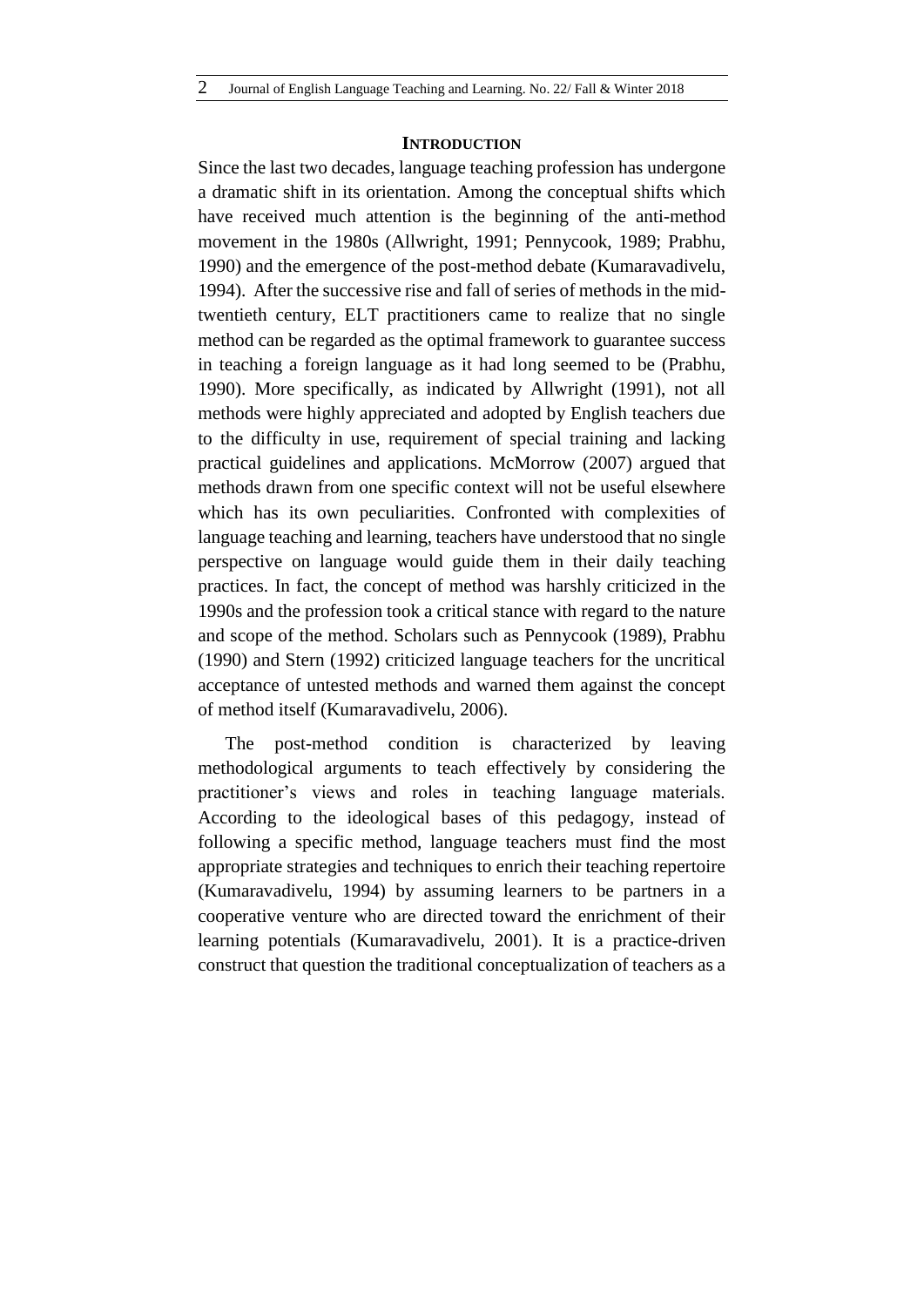## INTRODUCTION

Since the last two decades, language teaching profession has undergone a dramatic shift in its orientation. Among the conceptual shifts which have received much attention is the beginning of the anti-method movement in the 1980s (Allwright, 1991; Pennycook, 1989; Prabhu, 1990) and the emergence of the post-method debate (Kumaravadivelu, 1994). After the successive rise and fall of series of methods in the mid-twentieth century, ELT practitioners came to realize that no single method can be regarded as the optimal framework to guarantee success in teaching a foreign language as it had long seemed to be (Prabhu, 1990). More specifically, as indicated by Allwright (1991), not all methods were highly appreciated and adopted by English teachers due to the difficulty in use, requirement of special training and lacking practical guidelines and applications. McMorrow (2007) argued that methods drawn from one specific context will not be useful elsewhere which has its own peculiarities. Confronted with complexities of language teaching and learning, teachers have understood that no single perspective on language would guide them in their daily teaching practices. In fact, the concept of method was harshly criticized in the 1990s and the profession took a critical stance with regard to the nature and scope of the method. Scholars such as Pennycook (1989), Prabhu (1990) and Stern (1992) criticized language teachers for the uncritical acceptance of untested methods and warned them against the concept of method itself (Kumaravadivelu, 2006).

The post-method condition is characterized by leaving methodological arguments to teach effectively by considering the practitioner's views and roles in teaching language materials. According to the ideological bases of this pedagogy, instead of following a specific method, language teachers must find the most appropriate strategies and techniques to enrich their teaching repertoire (Kumaravadivelu, 1994) by assuming learners to be partners in a cooperative venture who are directed toward the enrichment of their learning potentials (Kumaravadivelu, 2001). It is a practice-driven construct that question the traditional conceptualization of teachers as a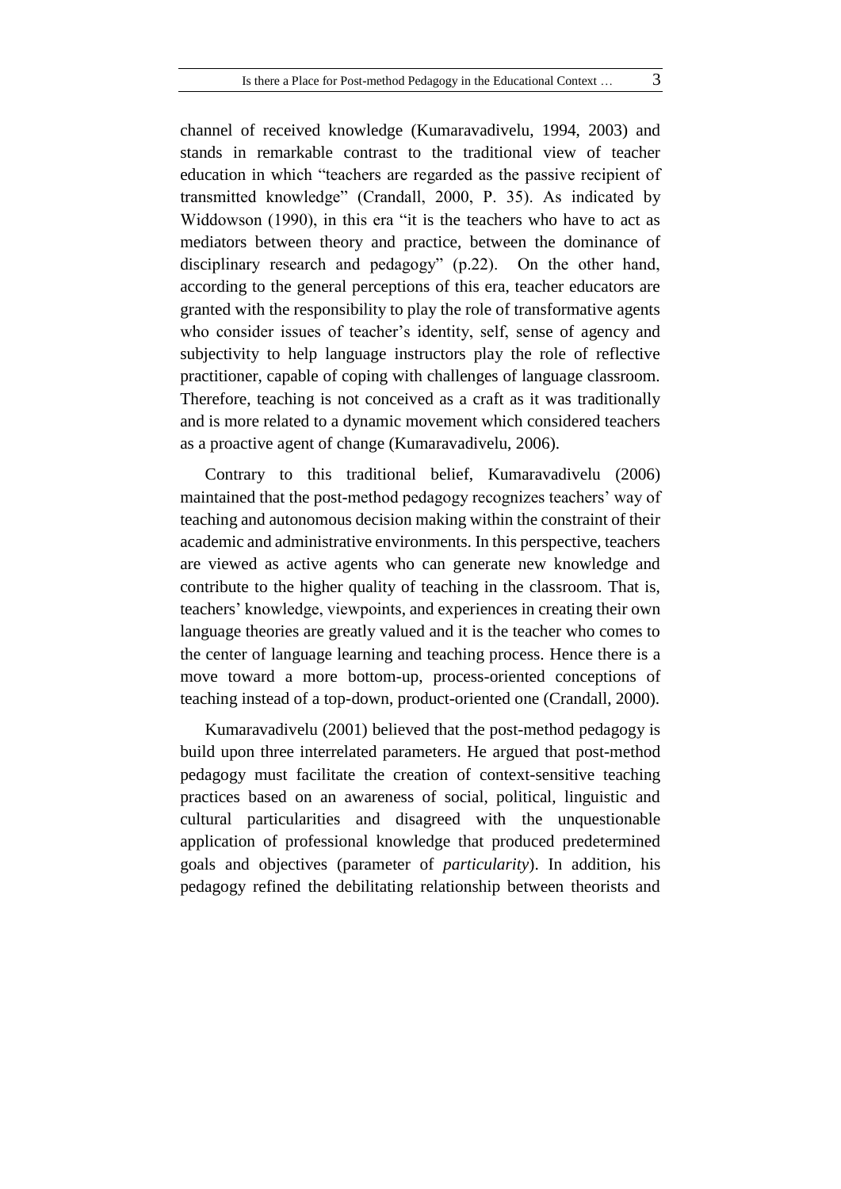channel of received knowledge (Kumaravadivelu, 1994, 2003) and stands in remarkable contrast to the traditional view of teacher education in which "teachers are regarded as the passive recipient of transmitted knowledge" (Crandall, 2000, P. 35). As indicated by Widdowson (1990), in this era "it is the teachers who have to act as mediators between theory and practice, between the dominance of disciplinary research and pedagogy" (p.22). On the other hand, according to the general perceptions of this era, teacher educators are granted with the responsibility to play the role of transformative agents who consider issues of teacher's identity, self, sense of agency and subjectivity to help language instructors play the role of reflective practitioner, capable of coping with challenges of language classroom. Therefore, teaching is not conceived as a craft as it was traditionally and is more related to a dynamic movement which considered teachers as a proactive agent of change (Kumaravadivelu, 2006).

Contrary to this traditional belief, Kumaravadivelu (2006) maintained that the post-method pedagogy recognizes teachers' way of teaching and autonomous decision making within the constraint of their academic and administrative environments. In this perspective, teachers are viewed as active agents who can generate new knowledge and contribute to the higher quality of teaching in the classroom. That is, teachers' knowledge, viewpoints, and experiences in creating their own language theories are greatly valued and it is the teacher who comes to the center of language learning and teaching process. Hence there is a move toward a more bottom-up, process-oriented conceptions of teaching instead of a top-down, product-oriented one (Crandall, 2000).

Kumaravadivelu (2001) believed that the post-method pedagogy is build upon three interrelated parameters. He argued that post-method pedagogy must facilitate the creation of context-sensitive teaching practices based on an awareness of social, political, linguistic and cultural particularities and disagreed with the unquestionable application of professional knowledge that produced predetermined goals and objectives (parameter of *particularity*). In addition, his pedagogy refined the debilitating relationship between theorists and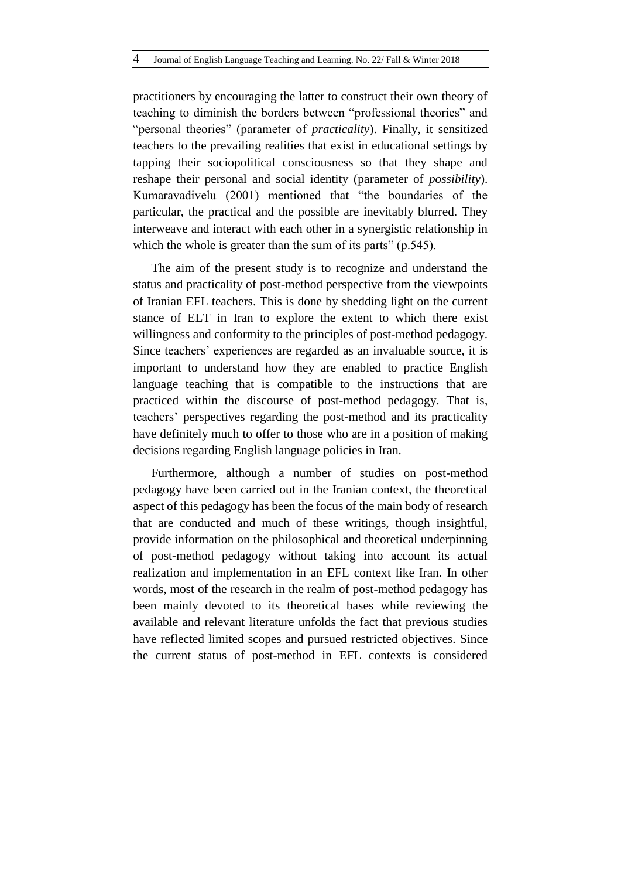practitioners by encouraging the latter to construct their own theory of teaching to diminish the borders between "professional theories" and "personal theories" (parameter of *practicality*). Finally, it sensitized teachers to the prevailing realities that exist in educational settings by tapping their sociopolitical consciousness so that they shape and reshape their personal and social identity (parameter of *possibility*). Kumaravadivelu (2001) mentioned that "the boundaries of the particular, the practical and the possible are inevitably blurred. They interweave and interact with each other in a synergistic relationship in which the whole is greater than the sum of its parts" (p.545).

The aim of the present study is to recognize and understand the status and practicality of post-method perspective from the viewpoints of Iranian EFL teachers. This is done by shedding light on the current stance of ELT in Iran to explore the extent to which there exist willingness and conformity to the principles of post-method pedagogy. Since teachers' experiences are regarded as an invaluable source, it is important to understand how they are enabled to practice English language teaching that is compatible to the instructions that are practiced within the discourse of post-method pedagogy. That is, teachers' perspectives regarding the post-method and its practicality have definitely much to offer to those who are in a position of making decisions regarding English language policies in Iran.

Furthermore, although a number of studies on post-method pedagogy have been carried out in the Iranian context, the theoretical aspect of this pedagogy has been the focus of the main body of research that are conducted and much of these writings, though insightful, provide information on the philosophical and theoretical underpinning of post-method pedagogy without taking into account its actual realization and implementation in an EFL context like Iran. In other words, most of the research in the realm of post-method pedagogy has been mainly devoted to its theoretical bases while reviewing the available and relevant literature unfolds the fact that previous studies have reflected limited scopes and pursued restricted objectives. Since the current status of post-method in EFL contexts is considered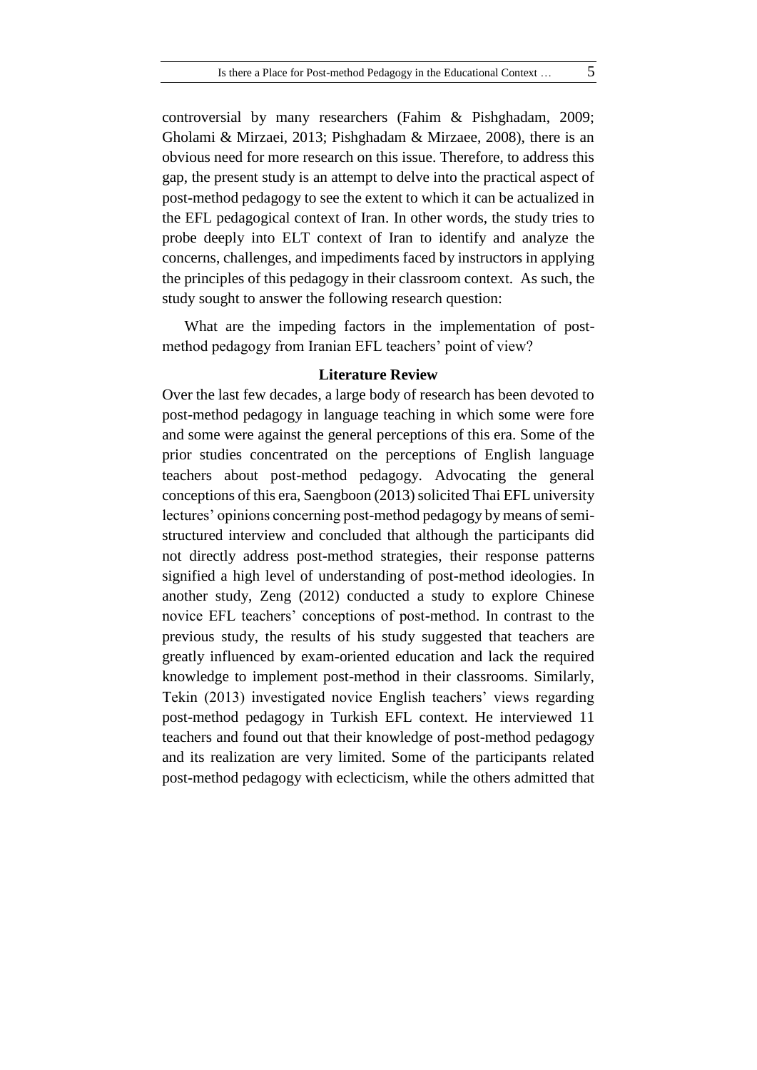controversial by many researchers (Fahim & Pishghadam, 2009; Gholami & Mirzaei, 2013; Pishghadam & Mirzaee, 2008), there is an obvious need for more research on this issue. Therefore, to address this gap, the present study is an attempt to delve into the practical aspect of post-method pedagogy to see the extent to which it can be actualized in the EFL pedagogical context of Iran. In other words, the study tries to probe deeply into ELT context of Iran to identify and analyze the concerns, challenges, and impediments faced by instructors in applying the principles of this pedagogy in their classroom context. As such, the study sought to answer the following research question:

What are the impeding factors in the implementation of post-method pedagogy from Iranian EFL teachers' point of view?

## Literature Review

Over the last few decades, a large body of research has been devoted to post-method pedagogy in language teaching in which some were fore and some were against the general perceptions of this era. Some of the prior studies concentrated on the perceptions of English language teachers about post-method pedagogy. Advocating the general conceptions of this era, Saengboon (2013) solicited Thai EFL university lectures' opinions concerning post-method pedagogy by means of semi-structured interview and concluded that although the participants did not directly address post-method strategies, their response patterns signified a high level of understanding of post-method ideologies. In another study, Zeng (2012) conducted a study to explore Chinese novice EFL teachers' conceptions of post-method. In contrast to the previous study, the results of his study suggested that teachers are greatly influenced by exam-oriented education and lack the required knowledge to implement post-method in their classrooms. Similarly, Tekin (2013) investigated novice English teachers' views regarding post-method pedagogy in Turkish EFL context. He interviewed 11 teachers and found out that their knowledge of post-method pedagogy and its realization are very limited. Some of the participants related post-method pedagogy with eclecticism, while the others admitted that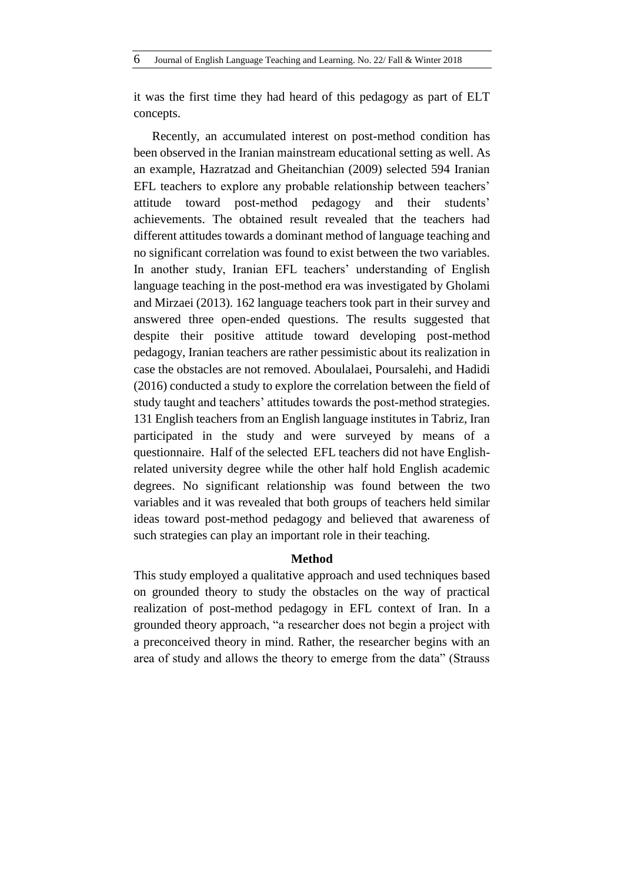it was the first time they had heard of this pedagogy as part of ELT concepts.

Recently, an accumulated interest on post-method condition has been observed in the Iranian mainstream educational setting as well. As an example, Hazratzad and Gheitanchian (2009) selected 594 Iranian EFL teachers to explore any probable relationship between teachers' attitude toward post-method pedagogy and their students' achievements. The obtained result revealed that the teachers had different attitudes towards a dominant method of language teaching and no significant correlation was found to exist between the two variables. In another study, Iranian EFL teachers' understanding of English language teaching in the post-method era was investigated by Gholami and Mirzaei (2013). 162 language teachers took part in their survey and answered three open-ended questions. The results suggested that despite their positive attitude toward developing post-method pedagogy, Iranian teachers are rather pessimistic about its realization in case the obstacles are not removed. Aboulalaei, Poursalehi, and Hadidi (2016) conducted a study to explore the correlation between the field of study taught and teachers' attitudes towards the post-method strategies. 131 English teachers from an English language institutes in Tabriz, Iran participated in the study and were surveyed by means of a questionnaire. Half of the selected EFL teachers did not have English-related university degree while the other half hold English academic degrees. No significant relationship was found between the two variables and it was revealed that both groups of teachers held similar ideas toward post-method pedagogy and believed that awareness of such strategies can play an important role in their teaching.

## Method

This study employed a qualitative approach and used techniques based on grounded theory to study the obstacles on the way of practical realization of post-method pedagogy in EFL context of Iran. In a grounded theory approach, "a researcher does not begin a project with a preconceived theory in mind. Rather, the researcher begins with an area of study and allows the theory to emerge from the data" (Strauss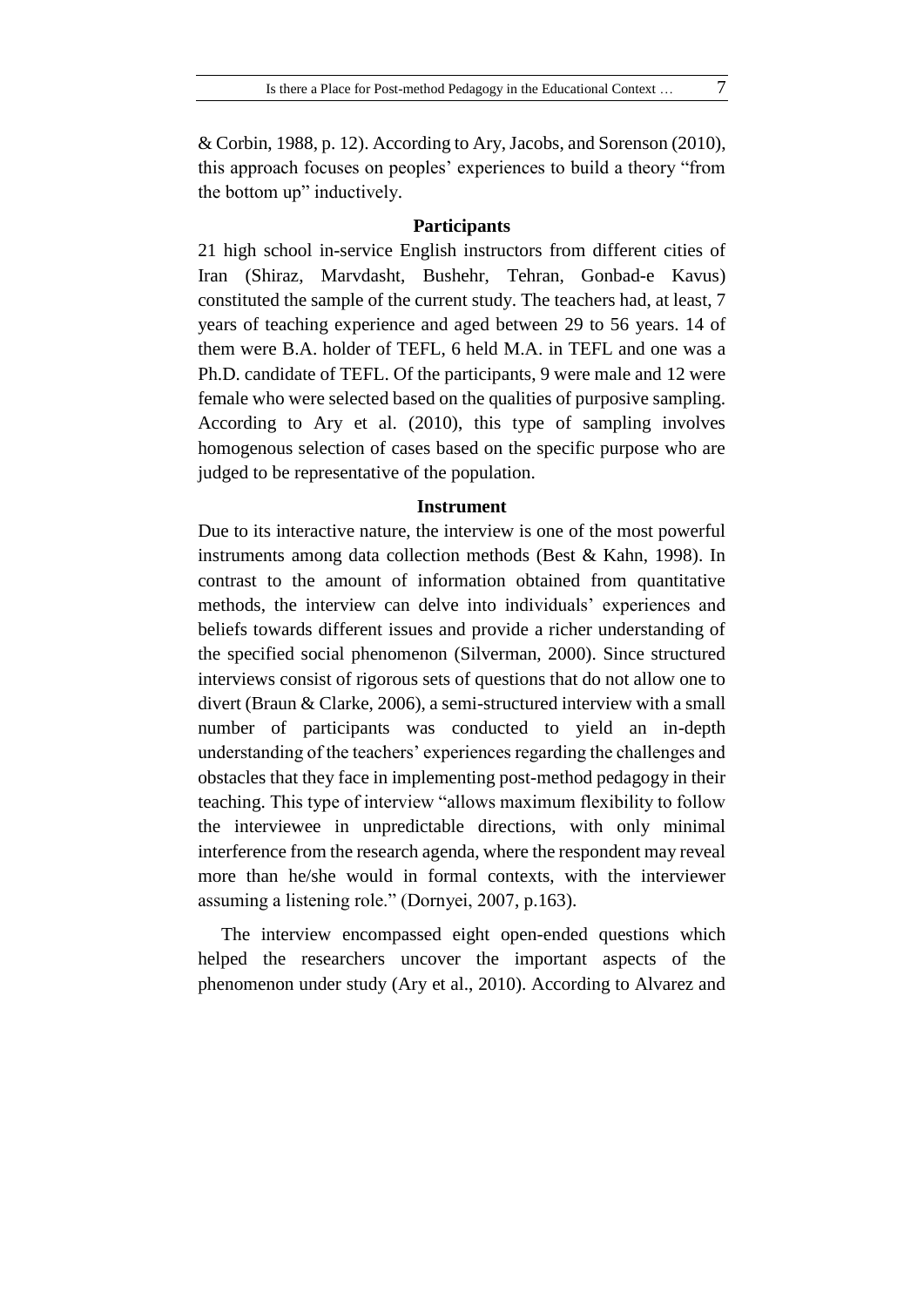& Corbin, 1988, p. 12). According to Ary, Jacobs, and Sorenson (2010), this approach focuses on peoples' experiences to build a theory "from the bottom up" inductively.

## Participants

21 high school in-service English instructors from different cities of Iran (Shiraz, Marvdasht, Bushehr, Tehran, Gonbad-e Kavus) constituted the sample of the current study. The teachers had, at least, 7 years of teaching experience and aged between 29 to 56 years. 14 of them were B.A. holder of TEFL, 6 held M.A. in TEFL and one was a Ph.D. candidate of TEFL. Of the participants, 9 were male and 12 were female who were selected based on the qualities of purposive sampling. According to Ary et al. (2010), this type of sampling involves homogenous selection of cases based on the specific purpose who are judged to be representative of the population.

## Instrument

Due to its interactive nature, the interview is one of the most powerful instruments among data collection methods (Best & Kahn, 1998). In contrast to the amount of information obtained from quantitative methods, the interview can delve into individuals' experiences and beliefs towards different issues and provide a richer understanding of the specified social phenomenon (Silverman, 2000). Since structured interviews consist of rigorous sets of questions that do not allow one to divert (Braun & Clarke, 2006), a semi-structured interview with a small number of participants was conducted to yield an in-depth understanding of the teachers' experiences regarding the challenges and obstacles that they face in implementing post-method pedagogy in their teaching. This type of interview "allows maximum flexibility to follow the interviewee in unpredictable directions, with only minimal interference from the research agenda, where the respondent may reveal more than he/she would in formal contexts, with the interviewer assuming a listening role." (Dornyei, 2007, p.163).

The interview encompassed eight open-ended questions which helped the researchers uncover the important aspects of the phenomenon under study (Ary et al., 2010). According to Alvarez and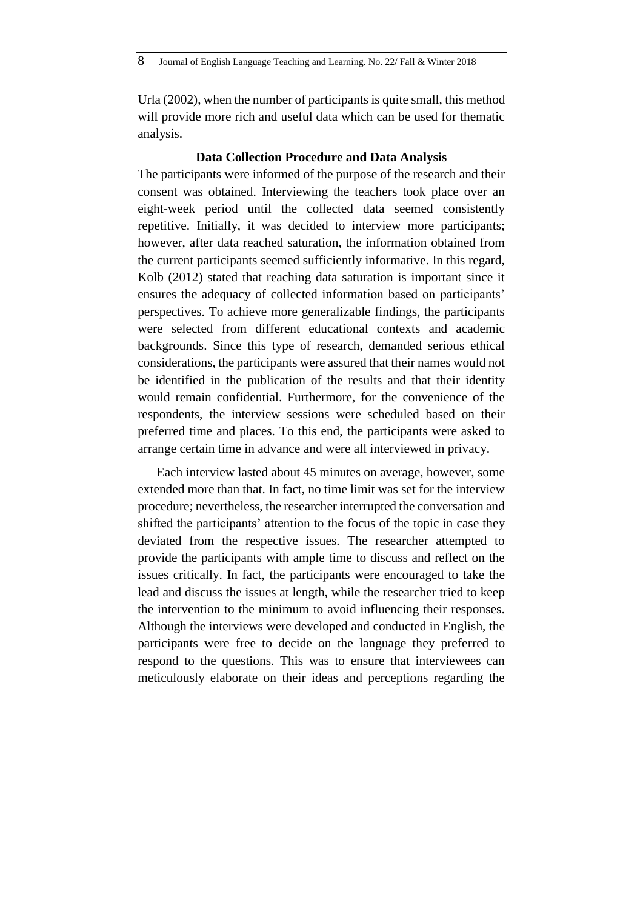Urla (2002), when the number of participants is quite small, this method will provide more rich and useful data which can be used for thematic analysis.

### Data Collection Procedure and Data Analysis

The participants were informed of the purpose of the research and their consent was obtained. Interviewing the teachers took place over an eight-week period until the collected data seemed consistently repetitive. Initially, it was decided to interview more participants; however, after data reached saturation, the information obtained from the current participants seemed sufficiently informative. In this regard, Kolb (2012) stated that reaching data saturation is important since it ensures the adequacy of collected information based on participants' perspectives. To achieve more generalizable findings, the participants were selected from different educational contexts and academic backgrounds. Since this type of research, demanded serious ethical considerations, the participants were assured that their names would not be identified in the publication of the results and that their identity would remain confidential. Furthermore, for the convenience of the respondents, the interview sessions were scheduled based on their preferred time and places. To this end, the participants were asked to arrange certain time in advance and were all interviewed in privacy.

Each interview lasted about 45 minutes on average, however, some extended more than that. In fact, no time limit was set for the interview procedure; nevertheless, the researcher interrupted the conversation and shifted the participants' attention to the focus of the topic in case they deviated from the respective issues. The researcher attempted to provide the participants with ample time to discuss and reflect on the issues critically. In fact, the participants were encouraged to take the lead and discuss the issues at length, while the researcher tried to keep the intervention to the minimum to avoid influencing their responses. Although the interviews were developed and conducted in English, the participants were free to decide on the language they preferred to respond to the questions. This was to ensure that interviewees can meticulously elaborate on their ideas and perceptions regarding the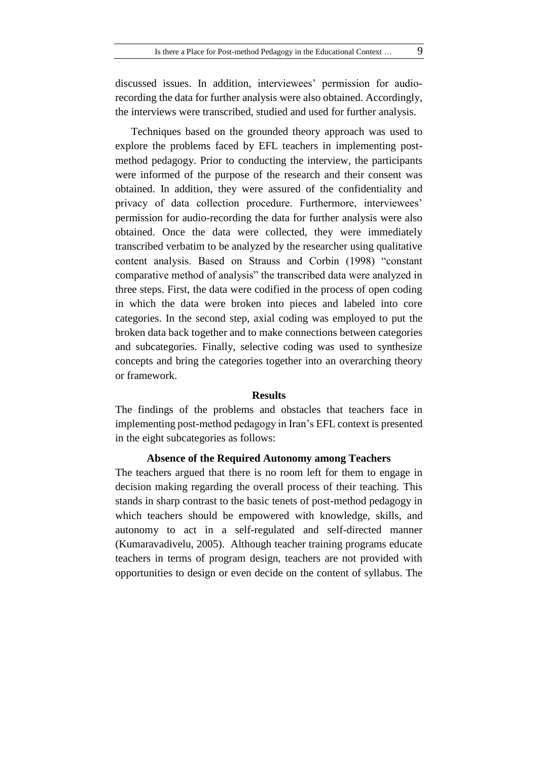discussed issues. In addition, interviewees' permission for audio-recording the data for further analysis were also obtained. Accordingly, the interviews were transcribed, studied and used for further analysis.

Techniques based on the grounded theory approach was used to explore the problems faced by EFL teachers in implementing post-method pedagogy. Prior to conducting the interview, the participants were informed of the purpose of the research and their consent was obtained. In addition, they were assured of the confidentiality and privacy of data collection procedure. Furthermore, interviewees' permission for audio-recording the data for further analysis were also obtained. Once the data were collected, they were immediately transcribed verbatim to be analyzed by the researcher using qualitative content analysis. Based on Strauss and Corbin (1998) "constant comparative method of analysis" the transcribed data were analyzed in three steps. First, the data were codified in the process of open coding in which the data were broken into pieces and labeled into core categories. In the second step, axial coding was employed to put the broken data back together and to make connections between categories and subcategories. Finally, selective coding was used to synthesize concepts and bring the categories together into an overarching theory or framework.

## Results

The findings of the problems and obstacles that teachers face in implementing post-method pedagogy in Iran's EFL context is presented in the eight subcategories as follows:

### Absence of the Required Autonomy among Teachers

The teachers argued that there is no room left for them to engage in decision making regarding the overall process of their teaching. This stands in sharp contrast to the basic tenets of post-method pedagogy in which teachers should be empowered with knowledge, skills, and autonomy to act in a self-regulated and self-directed manner (Kumaravadivelu, 2005). Although teacher training programs educate teachers in terms of program design, teachers are not provided with opportunities to design or even decide on the content of syllabus. The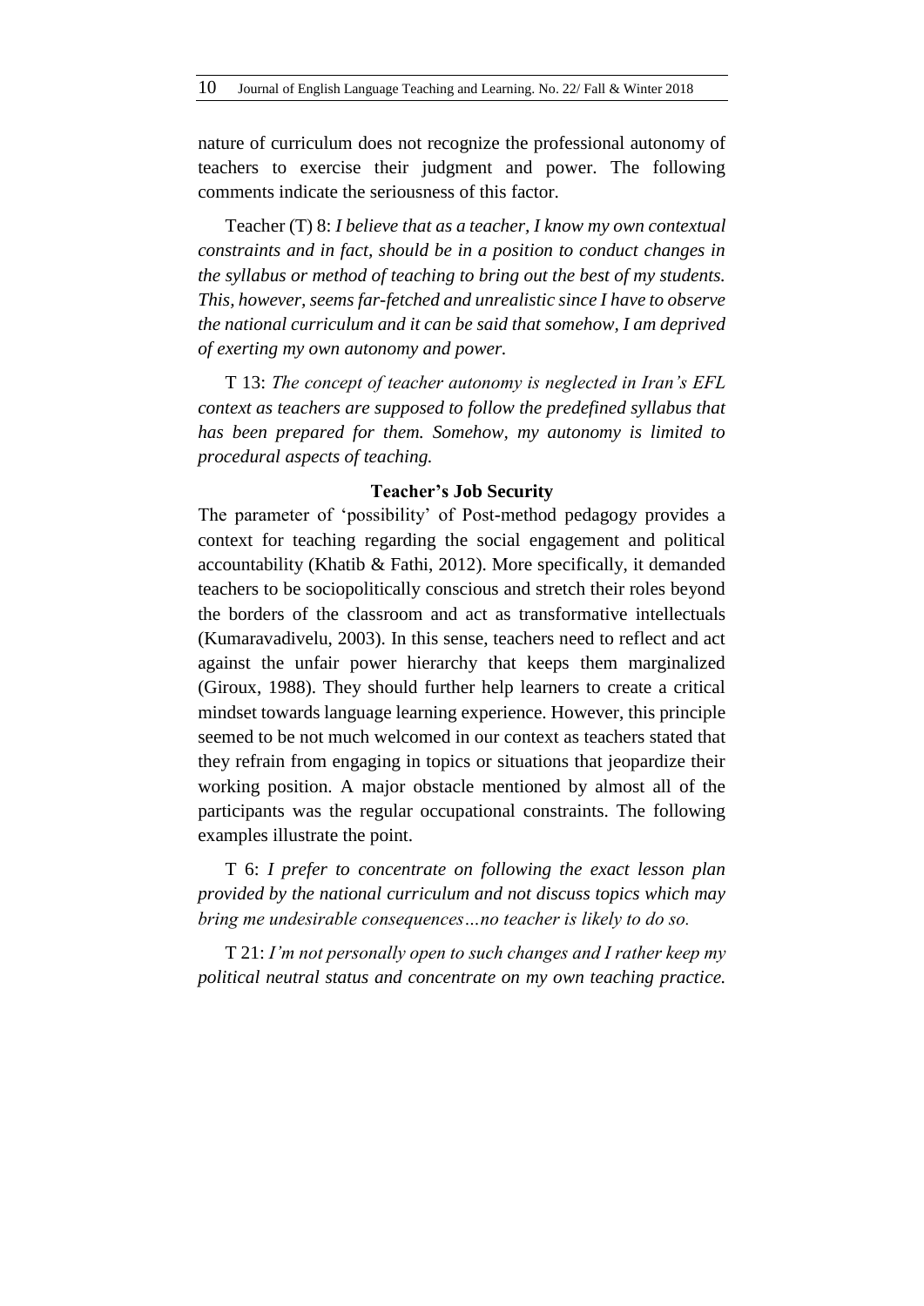nature of curriculum does not recognize the professional autonomy of teachers to exercise their judgment and power. The following comments indicate the seriousness of this factor.

Teacher (T) 8: *I believe that as a teacher, I know my own contextual constraints and in fact, should be in a position to conduct changes in the syllabus or method of teaching to bring out the best of my students. This, however, seems far-fetched and unrealistic since I have to observe the national curriculum and it can be said that somehow, I am deprived of exerting my own autonomy and power.*

T 13: *The concept of teacher autonomy is neglected in Iran's EFL context as teachers are supposed to follow the predefined syllabus that has been prepared for them. Somehow, my autonomy is limited to procedural aspects of teaching.*

### Teacher's Job Security

The parameter of 'possibility' of Post-method pedagogy provides a context for teaching regarding the social engagement and political accountability (Khatib & Fathi, 2012). More specifically, it demanded teachers to be sociopolitically conscious and stretch their roles beyond the borders of the classroom and act as transformative intellectuals (Kumaravadivelu, 2003). In this sense, teachers need to reflect and act against the unfair power hierarchy that keeps them marginalized (Giroux, 1988). They should further help learners to create a critical mindset towards language learning experience. However, this principle seemed to be not much welcomed in our context as teachers stated that they refrain from engaging in topics or situations that jeopardize their working position. A major obstacle mentioned by almost all of the participants was the regular occupational constraints. The following examples illustrate the point.

T 6: *I prefer to concentrate on following the exact lesson plan provided by the national curriculum and not discuss topics which may bring me undesirable consequences…no teacher is likely to do so.*

T 21: *I'm not personally open to such changes and I rather keep my political neutral status and concentrate on my own teaching practice.*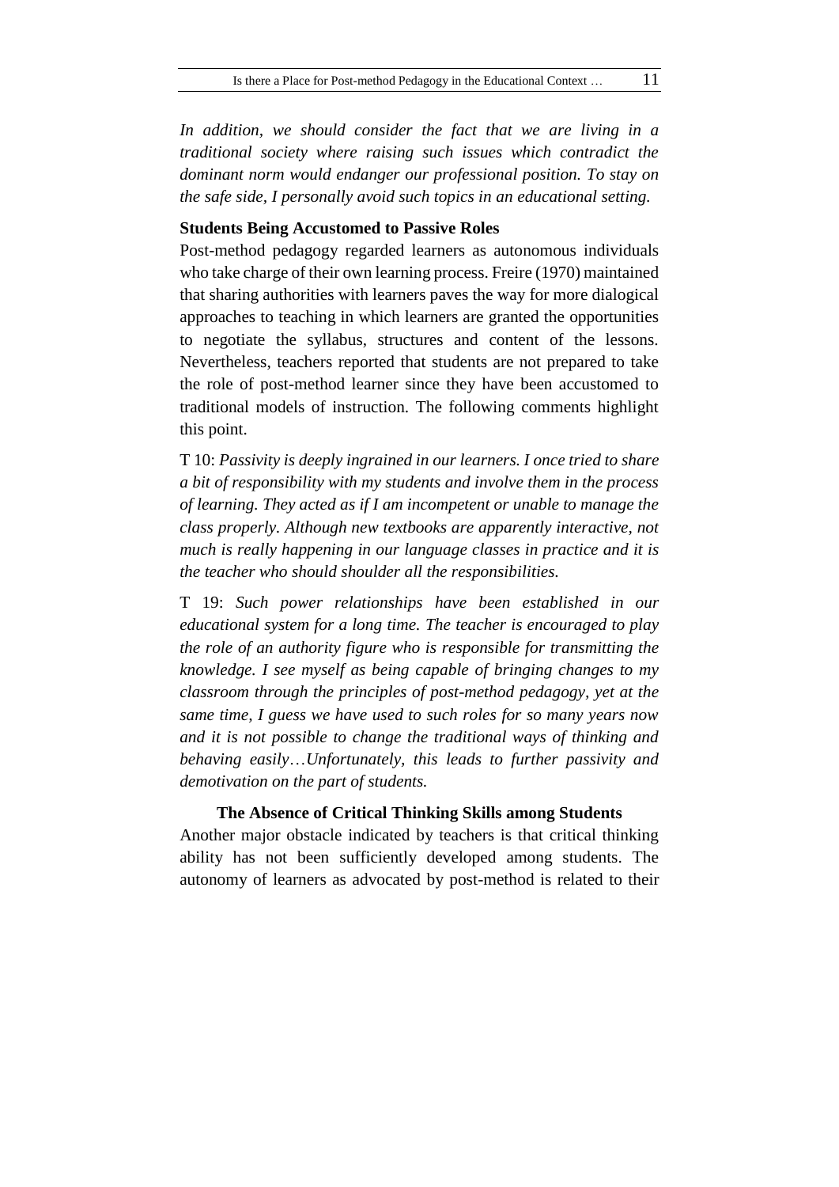*In addition, we should consider the fact that we are living in a traditional society where raising such issues which contradict the dominant norm would endanger our professional position. To stay on the safe side, I personally avoid such topics in an educational setting.*

**Students Being Accustomed to Passive Roles**

Post-method pedagogy regarded learners as autonomous individuals who take charge of their own learning process. Freire (1970) maintained that sharing authorities with learners paves the way for more dialogical approaches to teaching in which learners are granted the opportunities to negotiate the syllabus, structures and content of the lessons. Nevertheless, teachers reported that students are not prepared to take the role of post-method learner since they have been accustomed to traditional models of instruction. The following comments highlight this point.

T 10: *Passivity is deeply ingrained in our learners. I once tried to share a bit of responsibility with my students and involve them in the process of learning. They acted as if I am incompetent or unable to manage the class properly. Although new textbooks are apparently interactive, not much is really happening in our language classes in practice and it is the teacher who should shoulder all the responsibilities.*

T 19: *Such power relationships have been established in our educational system for a long time. The teacher is encouraged to play the role of an authority figure who is responsible for transmitting the knowledge. I see myself as being capable of bringing changes to my classroom through the principles of post-method pedagogy, yet at the same time, I guess we have used to such roles for so many years now and it is not possible to change the traditional ways of thinking and behaving easily…Unfortunately, this leads to further passivity and demotivation on the part of students.*

**The Absence of Critical Thinking Skills among Students**

Another major obstacle indicated by teachers is that critical thinking ability has not been sufficiently developed among students. The autonomy of learners as advocated by post-method is related to their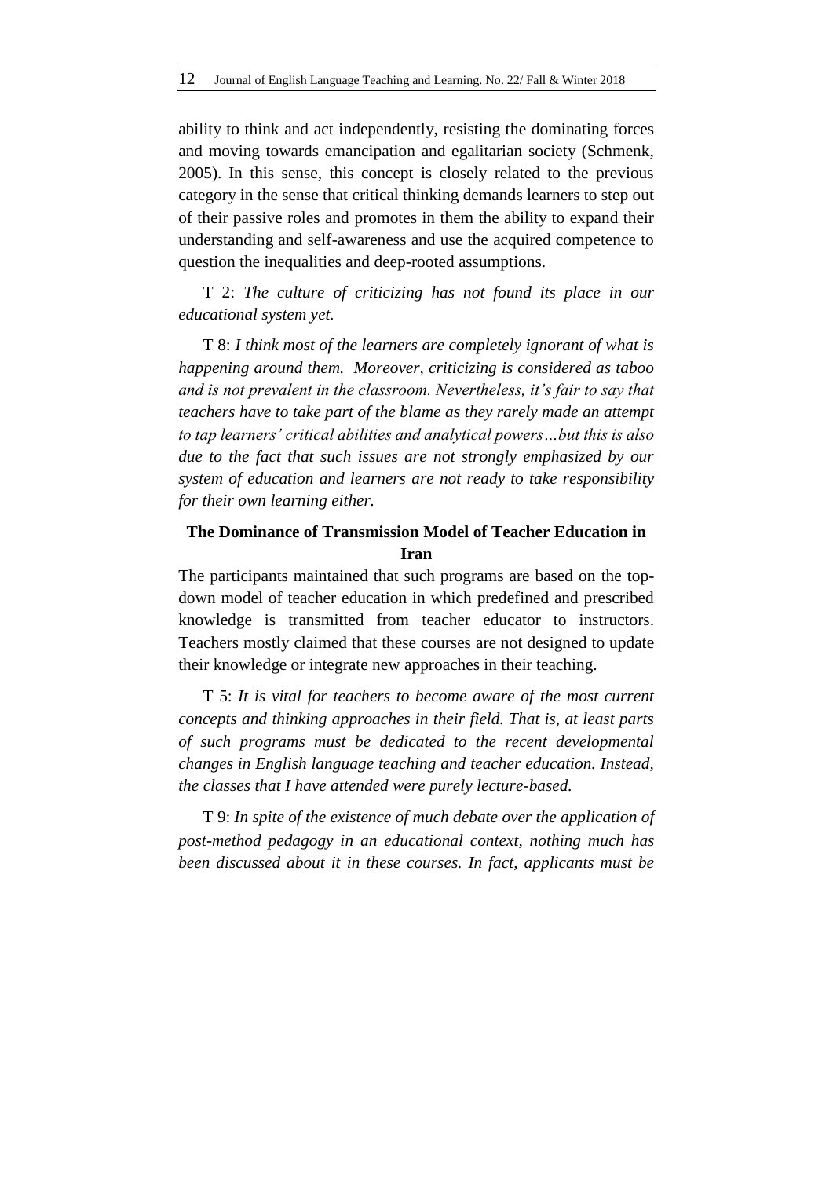ability to think and act independently, resisting the dominating forces and moving towards emancipation and egalitarian society (Schmenk, 2005). In this sense, this concept is closely related to the previous category in the sense that critical thinking demands learners to step out of their passive roles and promotes in them the ability to expand their understanding and self-awareness and use the acquired competence to question the inequalities and deep-rooted assumptions.

T 2: *The culture of criticizing has not found its place in our educational system yet.*

T 8: *I think most of the learners are completely ignorant of what is happening around them. Moreover, criticizing is considered as taboo and is not prevalent in the classroom. Nevertheless, it's fair to say that teachers have to take part of the blame as they rarely made an attempt to tap learners' critical abilities and analytical powers…but this is also due to the fact that such issues are not strongly emphasized by our system of education and learners are not ready to take responsibility for their own learning either.*

## The Dominance of Transmission Model of Teacher Education in Iran

The participants maintained that such programs are based on the top-down model of teacher education in which predefined and prescribed knowledge is transmitted from teacher educator to instructors. Teachers mostly claimed that these courses are not designed to update their knowledge or integrate new approaches in their teaching.

T 5: *It is vital for teachers to become aware of the most current concepts and thinking approaches in their field. That is, at least parts of such programs must be dedicated to the recent developmental changes in English language teaching and teacher education. Instead, the classes that I have attended were purely lecture-based.*

T 9: *In spite of the existence of much debate over the application of post-method pedagogy in an educational context, nothing much has been discussed about it in these courses. In fact, applicants must be*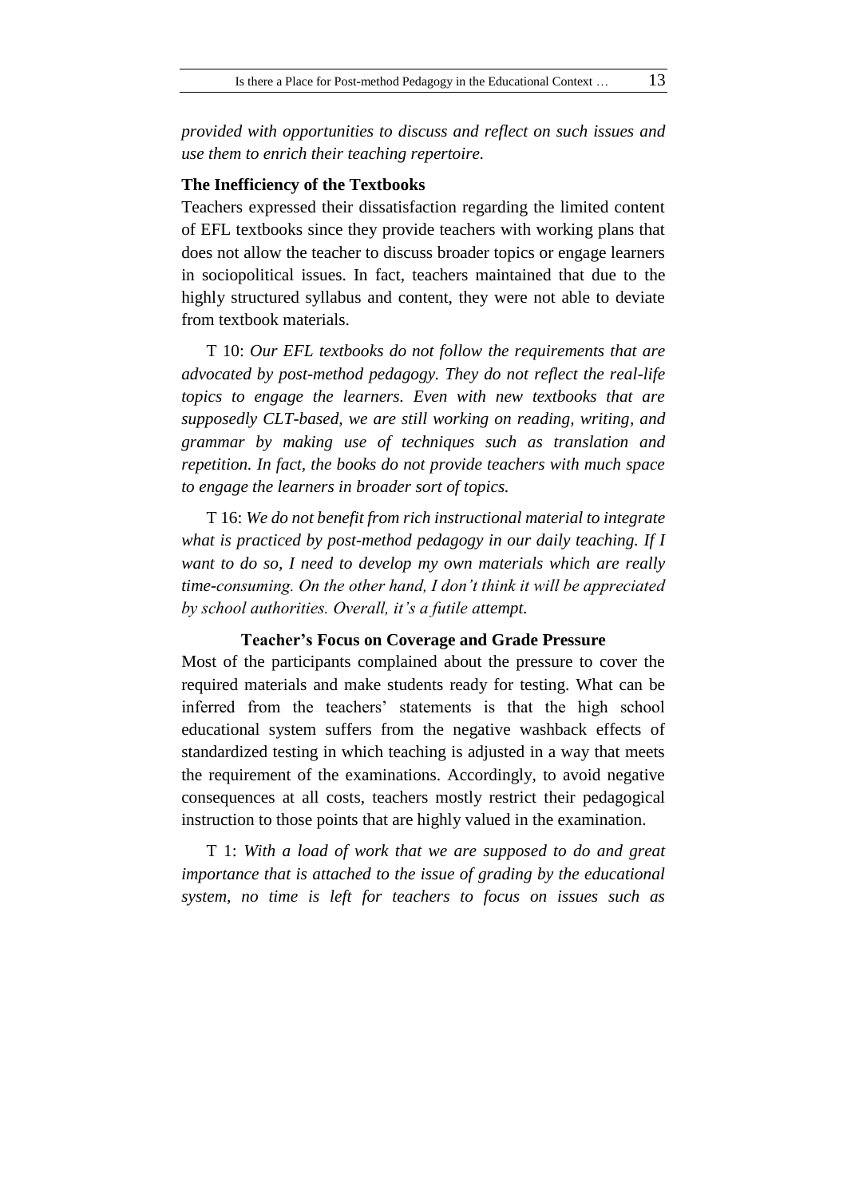*provided with opportunities to discuss and reflect on such issues and use them to enrich their teaching repertoire.*

### The Inefficiency of the Textbooks

Teachers expressed their dissatisfaction regarding the limited content of EFL textbooks since they provide teachers with working plans that does not allow the teacher to discuss broader topics or engage learners in sociopolitical issues. In fact, teachers maintained that due to the highly structured syllabus and content, they were not able to deviate from textbook materials.

T 10: *Our EFL textbooks do not follow the requirements that are advocated by post-method pedagogy. They do not reflect the real-life topics to engage the learners. Even with new textbooks that are supposedly CLT-based, we are still working on reading, writing, and grammar by making use of techniques such as translation and repetition. In fact, the books do not provide teachers with much space to engage the learners in broader sort of topics.*

T 16: *We do not benefit from rich instructional material to integrate what is practiced by post-method pedagogy in our daily teaching. If I want to do so, I need to develop my own materials which are really time-consuming. On the other hand, I don't think it will be appreciated by school authorities. Overall, it's a futile attempt.*

### Teacher's Focus on Coverage and Grade Pressure

Most of the participants complained about the pressure to cover the required materials and make students ready for testing. What can be inferred from the teachers' statements is that the high school educational system suffers from the negative washback effects of standardized testing in which teaching is adjusted in a way that meets the requirement of the examinations. Accordingly, to avoid negative consequences at all costs, teachers mostly restrict their pedagogical instruction to those points that are highly valued in the examination.

T 1: *With a load of work that we are supposed to do and great importance that is attached to the issue of grading by the educational system, no time is left for teachers to focus on issues such as*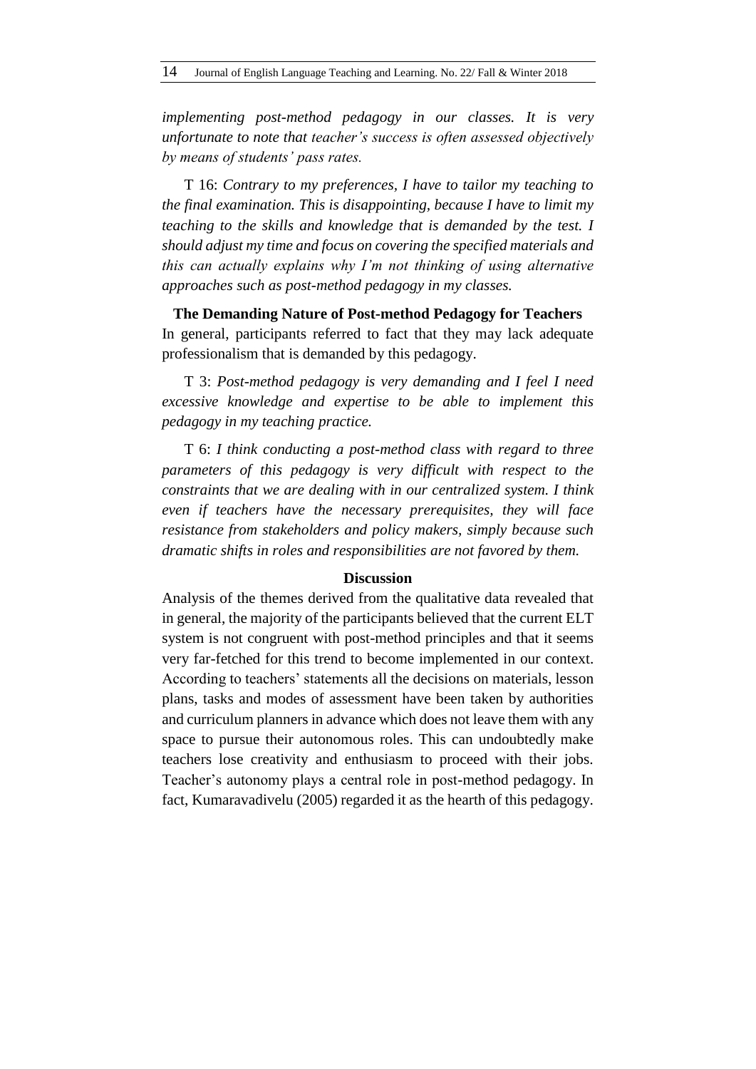*implementing post-method pedagogy in our classes. It is very unfortunate to note that teacher's success is often assessed objectively by means of students' pass rates.*

T 16: *Contrary to my preferences, I have to tailor my teaching to the final examination. This is disappointing, because I have to limit my teaching to the skills and knowledge that is demanded by the test. I should adjust my time and focus on covering the specified materials and this can actually explains why I'm not thinking of using alternative approaches such as post-method pedagogy in my classes.*

**The Demanding Nature of Post-method Pedagogy for Teachers**

In general, participants referred to fact that they may lack adequate professionalism that is demanded by this pedagogy.

T 3: *Post-method pedagogy is very demanding and I feel I need excessive knowledge and expertise to be able to implement this pedagogy in my teaching practice.*

T 6: *I think conducting a post-method class with regard to three parameters of this pedagogy is very difficult with respect to the constraints that we are dealing with in our centralized system. I think even if teachers have the necessary prerequisites, they will face resistance from stakeholders and policy makers, simply because such dramatic shifts in roles and responsibilities are not favored by them.*

## Discussion

Analysis of the themes derived from the qualitative data revealed that in general, the majority of the participants believed that the current ELT system is not congruent with post-method principles and that it seems very far-fetched for this trend to become implemented in our context. According to teachers' statements all the decisions on materials, lesson plans, tasks and modes of assessment have been taken by authorities and curriculum planners in advance which does not leave them with any space to pursue their autonomous roles. This can undoubtedly make teachers lose creativity and enthusiasm to proceed with their jobs. Teacher's autonomy plays a central role in post-method pedagogy. In fact, Kumaravadivelu (2005) regarded it as the hearth of this pedagogy.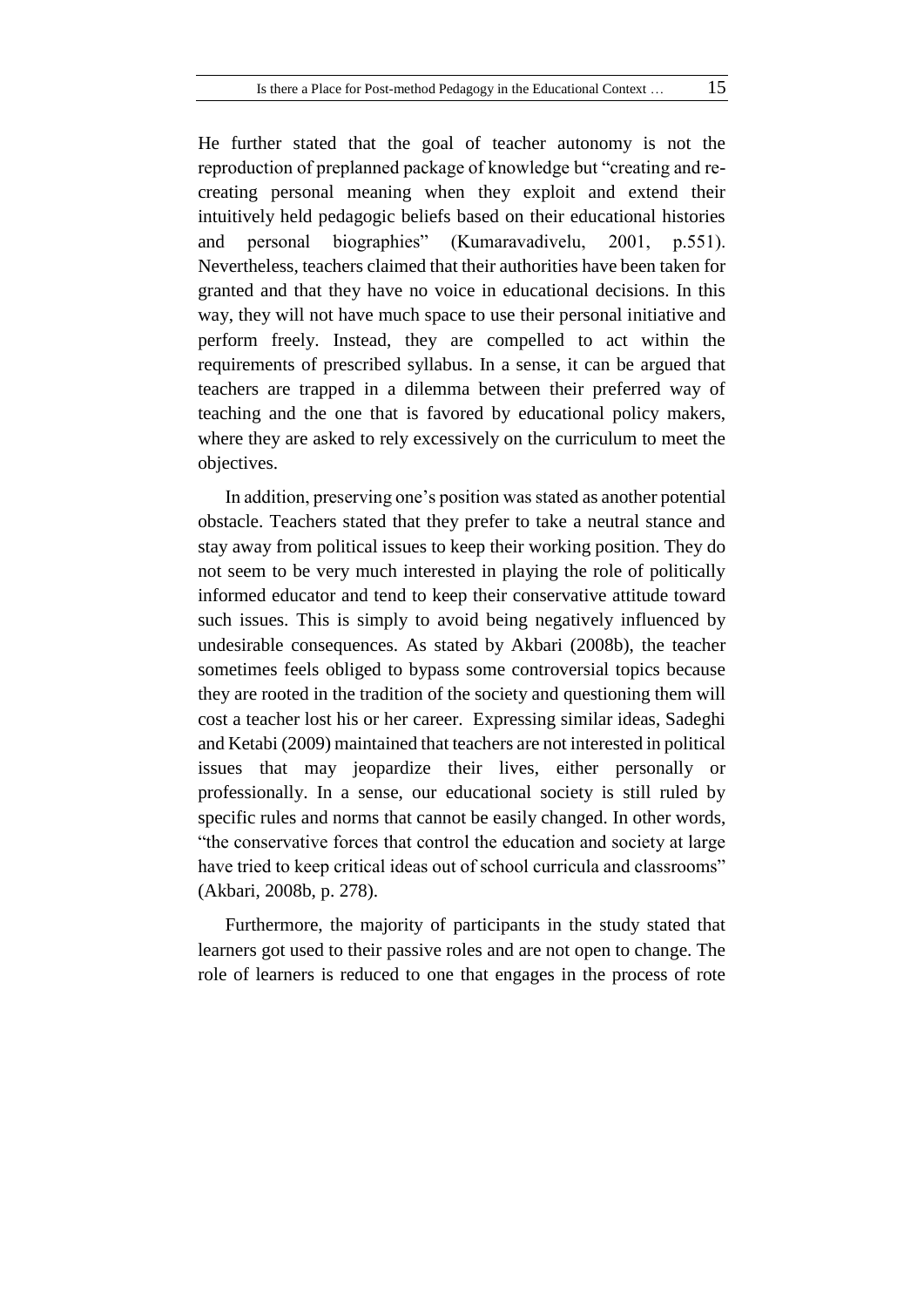He further stated that the goal of teacher autonomy is not the reproduction of preplanned package of knowledge but "creating and re-creating personal meaning when they exploit and extend their intuitively held pedagogic beliefs based on their educational histories and personal biographies" (Kumaravadivelu, 2001, p.551). Nevertheless, teachers claimed that their authorities have been taken for granted and that they have no voice in educational decisions. In this way, they will not have much space to use their personal initiative and perform freely. Instead, they are compelled to act within the requirements of prescribed syllabus. In a sense, it can be argued that teachers are trapped in a dilemma between their preferred way of teaching and the one that is favored by educational policy makers, where they are asked to rely excessively on the curriculum to meet the objectives.

In addition, preserving one's position was stated as another potential obstacle. Teachers stated that they prefer to take a neutral stance and stay away from political issues to keep their working position. They do not seem to be very much interested in playing the role of politically informed educator and tend to keep their conservative attitude toward such issues. This is simply to avoid being negatively influenced by undesirable consequences. As stated by Akbari (2008b), the teacher sometimes feels obliged to bypass some controversial topics because they are rooted in the tradition of the society and questioning them will cost a teacher lost his or her career. Expressing similar ideas, Sadeghi and Ketabi (2009) maintained that teachers are not interested in political issues that may jeopardize their lives, either personally or professionally. In a sense, our educational society is still ruled by specific rules and norms that cannot be easily changed. In other words, "the conservative forces that control the education and society at large have tried to keep critical ideas out of school curricula and classrooms" (Akbari, 2008b, p. 278).

Furthermore, the majority of participants in the study stated that learners got used to their passive roles and are not open to change. The role of learners is reduced to one that engages in the process of rote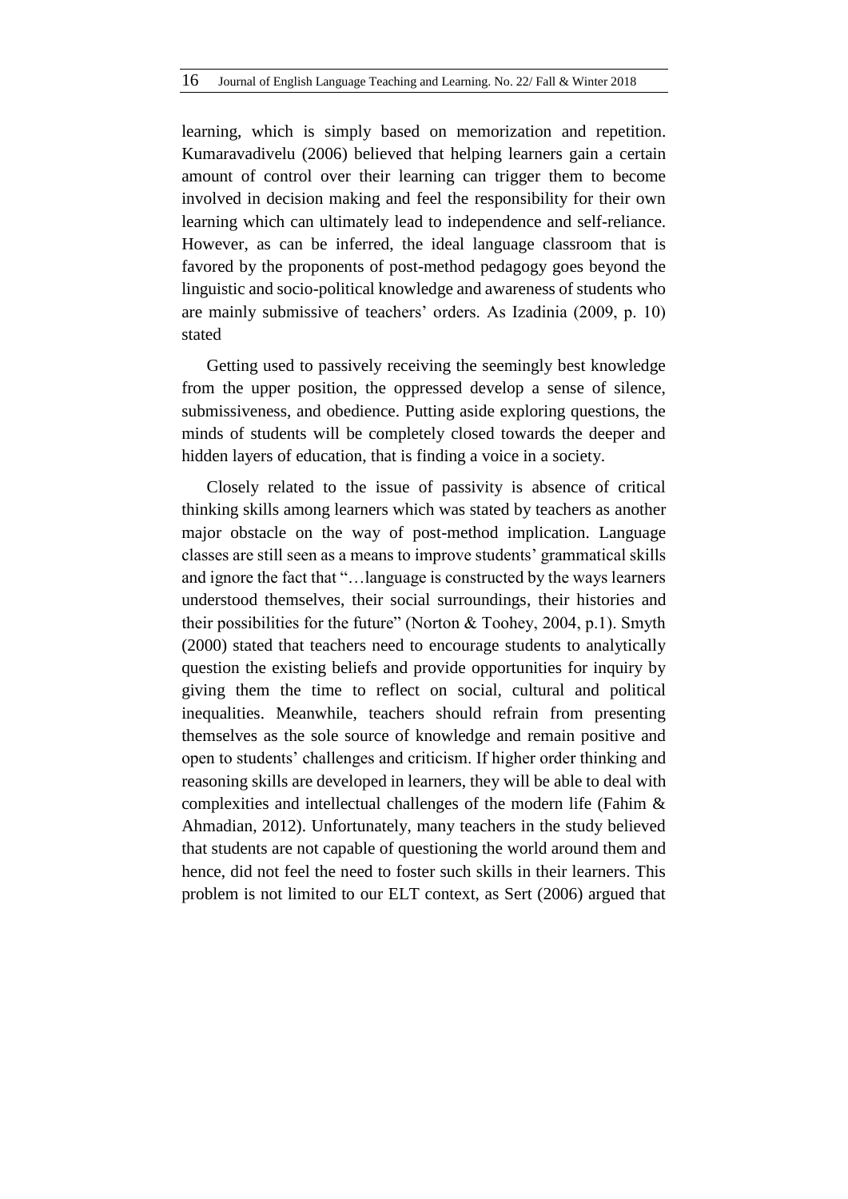learning, which is simply based on memorization and repetition. Kumaravadivelu (2006) believed that helping learners gain a certain amount of control over their learning can trigger them to become involved in decision making and feel the responsibility for their own learning which can ultimately lead to independence and self-reliance. However, as can be inferred, the ideal language classroom that is favored by the proponents of post-method pedagogy goes beyond the linguistic and socio-political knowledge and awareness of students who are mainly submissive of teachers' orders. As Izadinia (2009, p. 10) stated

> Getting used to passively receiving the seemingly best knowledge from the upper position, the oppressed develop a sense of silence, submissiveness, and obedience. Putting aside exploring questions, the minds of students will be completely closed towards the deeper and hidden layers of education, that is finding a voice in a society.

Closely related to the issue of passivity is absence of critical thinking skills among learners which was stated by teachers as another major obstacle on the way of post-method implication. Language classes are still seen as a means to improve students' grammatical skills and ignore the fact that "…language is constructed by the ways learners understood themselves, their social surroundings, their histories and their possibilities for the future" (Norton & Toohey, 2004, p.1). Smyth (2000) stated that teachers need to encourage students to analytically question the existing beliefs and provide opportunities for inquiry by giving them the time to reflect on social, cultural and political inequalities. Meanwhile, teachers should refrain from presenting themselves as the sole source of knowledge and remain positive and open to students' challenges and criticism. If higher order thinking and reasoning skills are developed in learners, they will be able to deal with complexities and intellectual challenges of the modern life (Fahim & Ahmadian, 2012). Unfortunately, many teachers in the study believed that students are not capable of questioning the world around them and hence, did not feel the need to foster such skills in their learners. This problem is not limited to our ELT context, as Sert (2006) argued that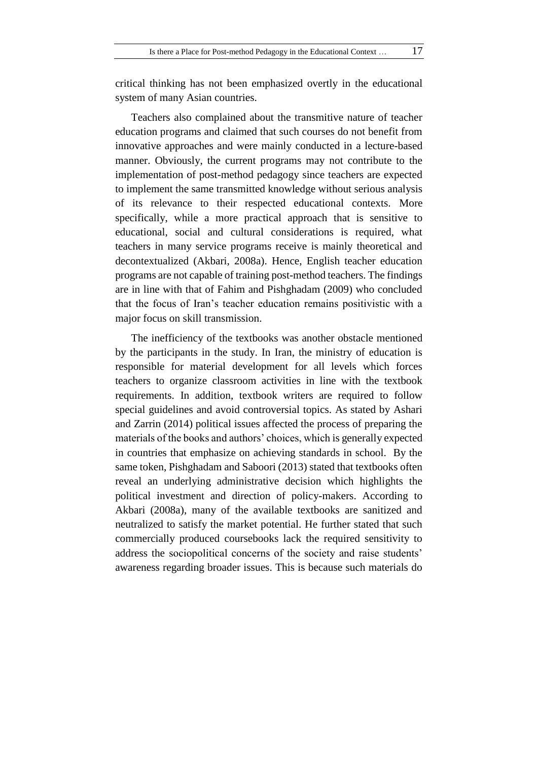critical thinking has not been emphasized overtly in the educational system of many Asian countries.

Teachers also complained about the transmitive nature of teacher education programs and claimed that such courses do not benefit from innovative approaches and were mainly conducted in a lecture-based manner. Obviously, the current programs may not contribute to the implementation of post-method pedagogy since teachers are expected to implement the same transmitted knowledge without serious analysis of its relevance to their respected educational contexts. More specifically, while a more practical approach that is sensitive to educational, social and cultural considerations is required, what teachers in many service programs receive is mainly theoretical and decontextualized (Akbari, 2008a). Hence, English teacher education programs are not capable of training post-method teachers. The findings are in line with that of Fahim and Pishghadam (2009) who concluded that the focus of Iran's teacher education remains positivistic with a major focus on skill transmission.

The inefficiency of the textbooks was another obstacle mentioned by the participants in the study. In Iran, the ministry of education is responsible for material development for all levels which forces teachers to organize classroom activities in line with the textbook requirements. In addition, textbook writers are required to follow special guidelines and avoid controversial topics. As stated by Ashari and Zarrin (2014) political issues affected the process of preparing the materials of the books and authors' choices, which is generally expected in countries that emphasize on achieving standards in school. By the same token, Pishghadam and Saboori (2013) stated that textbooks often reveal an underlying administrative decision which highlights the political investment and direction of policy-makers. According to Akbari (2008a), many of the available textbooks are sanitized and neutralized to satisfy the market potential. He further stated that such commercially produced coursebooks lack the required sensitivity to address the sociopolitical concerns of the society and raise students' awareness regarding broader issues. This is because such materials do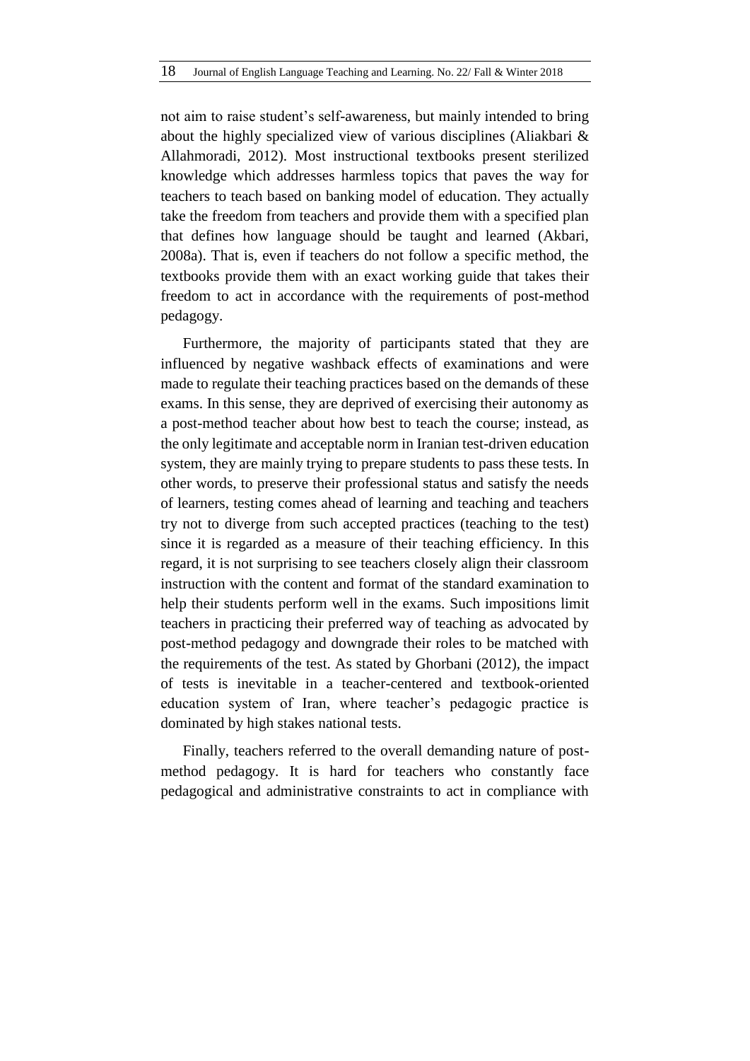not aim to raise student's self-awareness, but mainly intended to bring about the highly specialized view of various disciplines (Aliakbari & Allahmoradi, 2012). Most instructional textbooks present sterilized knowledge which addresses harmless topics that paves the way for teachers to teach based on banking model of education. They actually take the freedom from teachers and provide them with a specified plan that defines how language should be taught and learned (Akbari, 2008a). That is, even if teachers do not follow a specific method, the textbooks provide them with an exact working guide that takes their freedom to act in accordance with the requirements of post-method pedagogy.

Furthermore, the majority of participants stated that they are influenced by negative washback effects of examinations and were made to regulate their teaching practices based on the demands of these exams. In this sense, they are deprived of exercising their autonomy as a post-method teacher about how best to teach the course; instead, as the only legitimate and acceptable norm in Iranian test-driven education system, they are mainly trying to prepare students to pass these tests. In other words, to preserve their professional status and satisfy the needs of learners, testing comes ahead of learning and teaching and teachers try not to diverge from such accepted practices (teaching to the test) since it is regarded as a measure of their teaching efficiency. In this regard, it is not surprising to see teachers closely align their classroom instruction with the content and format of the standard examination to help their students perform well in the exams. Such impositions limit teachers in practicing their preferred way of teaching as advocated by post-method pedagogy and downgrade their roles to be matched with the requirements of the test. As stated by Ghorbani (2012), the impact of tests is inevitable in a teacher-centered and textbook-oriented education system of Iran, where teacher's pedagogic practice is dominated by high stakes national tests.

Finally, teachers referred to the overall demanding nature of post-method pedagogy. It is hard for teachers who constantly face pedagogical and administrative constraints to act in compliance with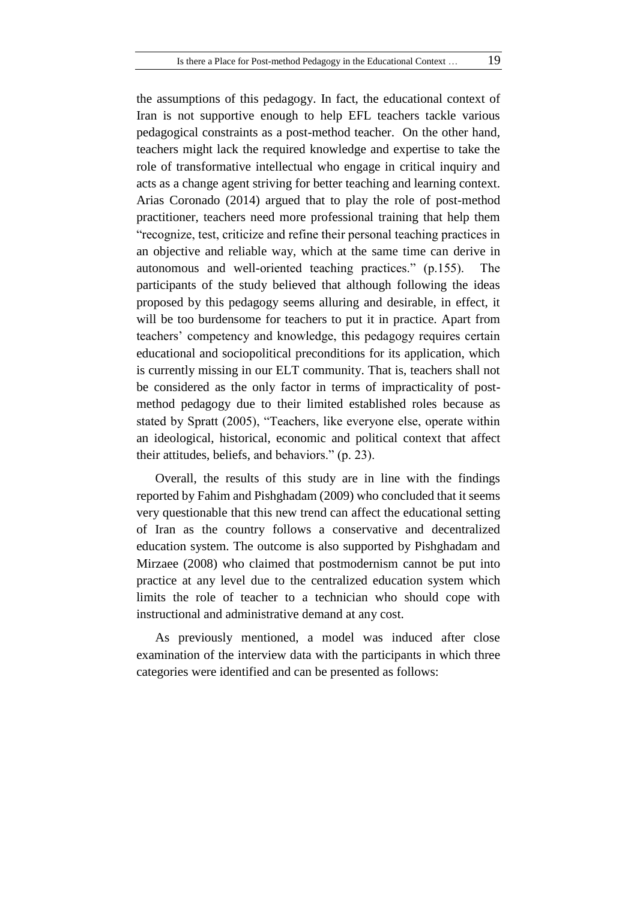the assumptions of this pedagogy. In fact, the educational context of Iran is not supportive enough to help EFL teachers tackle various pedagogical constraints as a post-method teacher. On the other hand, teachers might lack the required knowledge and expertise to take the role of transformative intellectual who engage in critical inquiry and acts as a change agent striving for better teaching and learning context. Arias Coronado (2014) argued that to play the role of post-method practitioner, teachers need more professional training that help them "recognize, test, criticize and refine their personal teaching practices in an objective and reliable way, which at the same time can derive in autonomous and well-oriented teaching practices." (p.155). The participants of the study believed that although following the ideas proposed by this pedagogy seems alluring and desirable, in effect, it will be too burdensome for teachers to put it in practice. Apart from teachers' competency and knowledge, this pedagogy requires certain educational and sociopolitical preconditions for its application, which is currently missing in our ELT community. That is, teachers shall not be considered as the only factor in terms of impracticality of post-method pedagogy due to their limited established roles because as stated by Spratt (2005), "Teachers, like everyone else, operate within an ideological, historical, economic and political context that affect their attitudes, beliefs, and behaviors." (p. 23).

Overall, the results of this study are in line with the findings reported by Fahim and Pishghadam (2009) who concluded that it seems very questionable that this new trend can affect the educational setting of Iran as the country follows a conservative and decentralized education system. The outcome is also supported by Pishghadam and Mirzaee (2008) who claimed that postmodernism cannot be put into practice at any level due to the centralized education system which limits the role of teacher to a technician who should cope with instructional and administrative demand at any cost.

As previously mentioned, a model was induced after close examination of the interview data with the participants in which three categories were identified and can be presented as follows: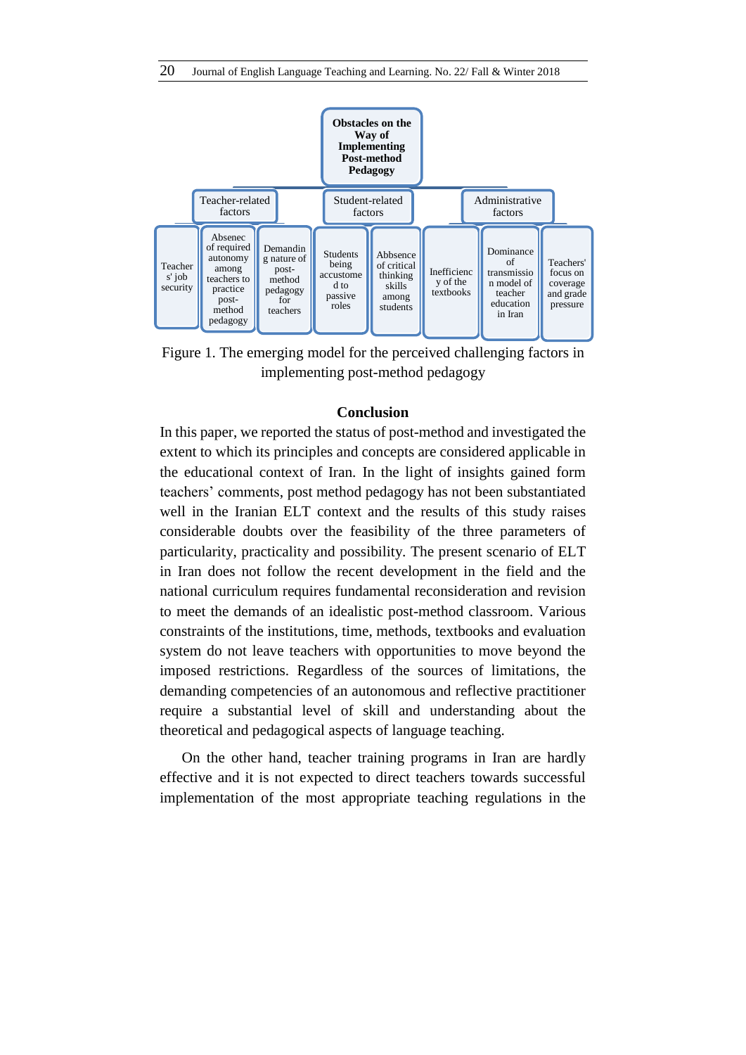Obstacles on the Way of Implementing Post-method Pedagogy

- Teacher-related factors
  - Teachers' job security
  - Absenec of required autonomy among teachers to practice post-method pedagogy
  - Demanding nature of post-method pedagogy for teachers
- Student-related factors
  - Students being accustomed to passive roles
  - Abbsence of critical thinking skills among students
- Administrative factors
  - Inefficiency of the textbooks
  - Dominance of transmission model of teacher education in Iran
  - Teachers' focus on coverage and grade pressure

Figure 1. The emerging model for the perceived challenging factors in implementing post-method pedagogy

## Conclusion

In this paper, we reported the status of post-method and investigated the extent to which its principles and concepts are considered applicable in the educational context of Iran. In the light of insights gained form teachers' comments, post method pedagogy has not been substantiated well in the Iranian ELT context and the results of this study raises considerable doubts over the feasibility of the three parameters of particularity, practicality and possibility. The present scenario of ELT in Iran does not follow the recent development in the field and the national curriculum requires fundamental reconsideration and revision to meet the demands of an idealistic post-method classroom. Various constraints of the institutions, time, methods, textbooks and evaluation system do not leave teachers with opportunities to move beyond the imposed restrictions. Regardless of the sources of limitations, the demanding competencies of an autonomous and reflective practitioner require a substantial level of skill and understanding about the theoretical and pedagogical aspects of language teaching.

On the other hand, teacher training programs in Iran are hardly effective and it is not expected to direct teachers towards successful implementation of the most appropriate teaching regulations in the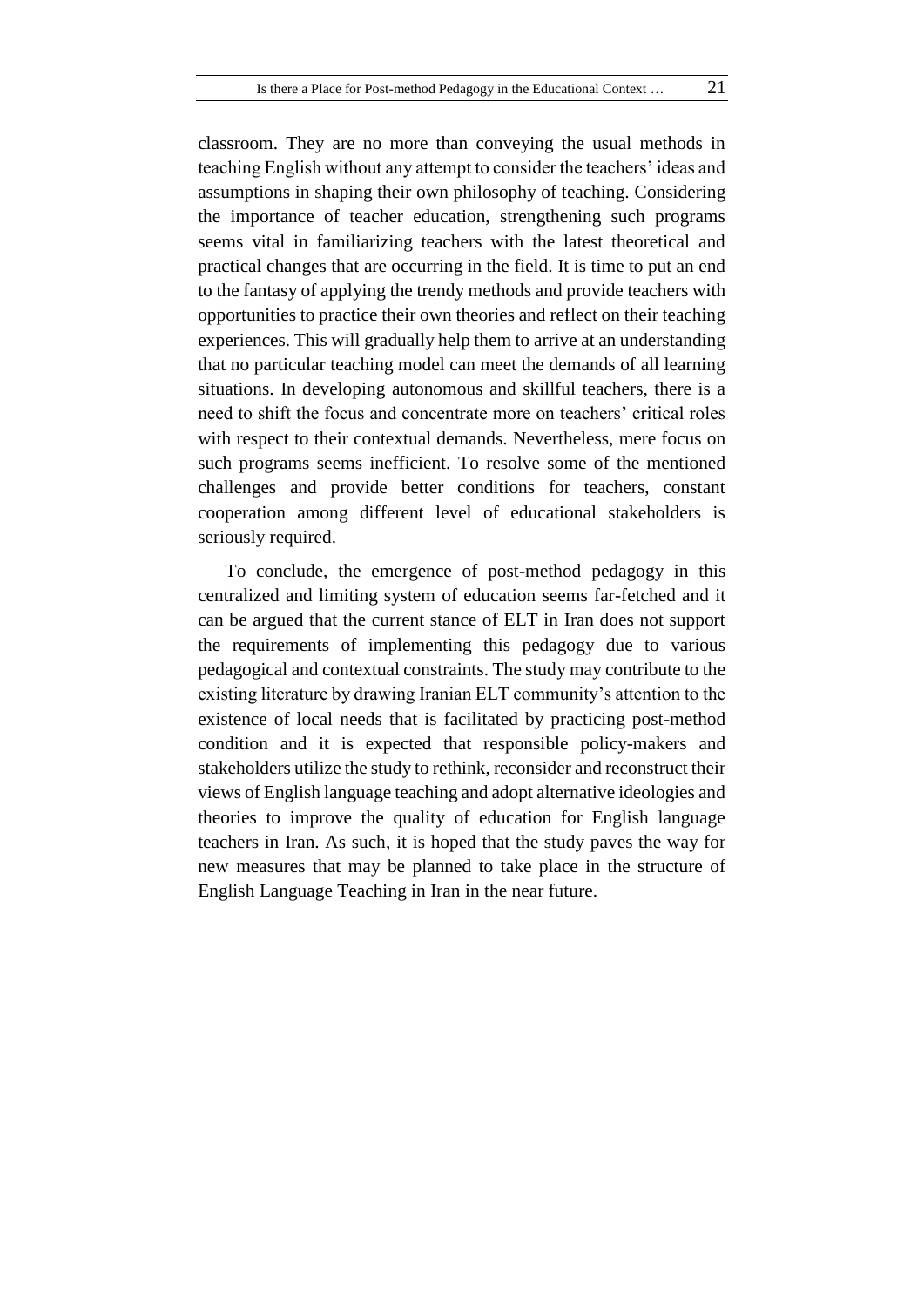classroom. They are no more than conveying the usual methods in teaching English without any attempt to consider the teachers' ideas and assumptions in shaping their own philosophy of teaching. Considering the importance of teacher education, strengthening such programs seems vital in familiarizing teachers with the latest theoretical and practical changes that are occurring in the field. It is time to put an end to the fantasy of applying the trendy methods and provide teachers with opportunities to practice their own theories and reflect on their teaching experiences. This will gradually help them to arrive at an understanding that no particular teaching model can meet the demands of all learning situations. In developing autonomous and skillful teachers, there is a need to shift the focus and concentrate more on teachers' critical roles with respect to their contextual demands. Nevertheless, mere focus on such programs seems inefficient. To resolve some of the mentioned challenges and provide better conditions for teachers, constant cooperation among different level of educational stakeholders is seriously required.

To conclude, the emergence of post-method pedagogy in this centralized and limiting system of education seems far-fetched and it can be argued that the current stance of ELT in Iran does not support the requirements of implementing this pedagogy due to various pedagogical and contextual constraints. The study may contribute to the existing literature by drawing Iranian ELT community's attention to the existence of local needs that is facilitated by practicing post-method condition and it is expected that responsible policy-makers and stakeholders utilize the study to rethink, reconsider and reconstruct their views of English language teaching and adopt alternative ideologies and theories to improve the quality of education for English language teachers in Iran. As such, it is hoped that the study paves the way for new measures that may be planned to take place in the structure of English Language Teaching in Iran in the near future.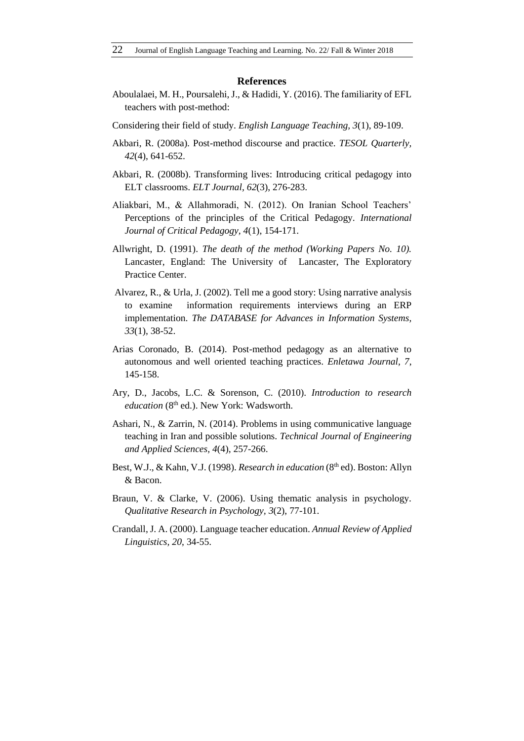## References

Aboulalaei, M. H., Poursalehi, J., & Hadidi, Y. (2016). The familiarity of EFL teachers with post-method:

Considering their field of study. *English Language Teaching, 3*(1), 89-109.

Akbari, R. (2008a). Post-method discourse and practice. *TESOL Quarterly, 42*(4), 641-652.

Akbari, R. (2008b). Transforming lives: Introducing critical pedagogy into ELT classrooms. *ELT Journal, 62*(3), 276-283.

Aliakbari, M., & Allahmoradi, N. (2012). On Iranian School Teachers' Perceptions of the principles of the Critical Pedagogy. *International Journal of Critical Pedagogy, 4*(1), 154-171.

Allwright, D. (1991). *The death of the method (Working Papers No. 10).* Lancaster, England: The University of Lancaster, The Exploratory Practice Center.

Alvarez, R., & Urla, J. (2002). Tell me a good story: Using narrative analysis to examine information requirements interviews during an ERP implementation. *The DATABASE for Advances in Information Systems, 33*(1), 38-52.

Arias Coronado, B. (2014). Post-method pedagogy as an alternative to autonomous and well oriented teaching practices. *Enletawa Journal, 7*, 145-158.

Ary, D., Jacobs, L.C. & Sorenson, C. (2010). *Introduction to research education* (8th ed.). New York: Wadsworth.

Ashari, N., & Zarrin, N. (2014). Problems in using communicative language teaching in Iran and possible solutions. *Technical Journal of Engineering and Applied Sciences, 4*(4), 257-266.

Best, W.J., & Kahn, V.J. (1998). *Research in education* (8th ed). Boston: Allyn & Bacon.

Braun, V. & Clarke, V. (2006). Using thematic analysis in psychology. *Qualitative Research in Psychology, 3*(2), 77-101.

Crandall, J. A. (2000). Language teacher education. *Annual Review of Applied Linguistics, 20*, 34-55.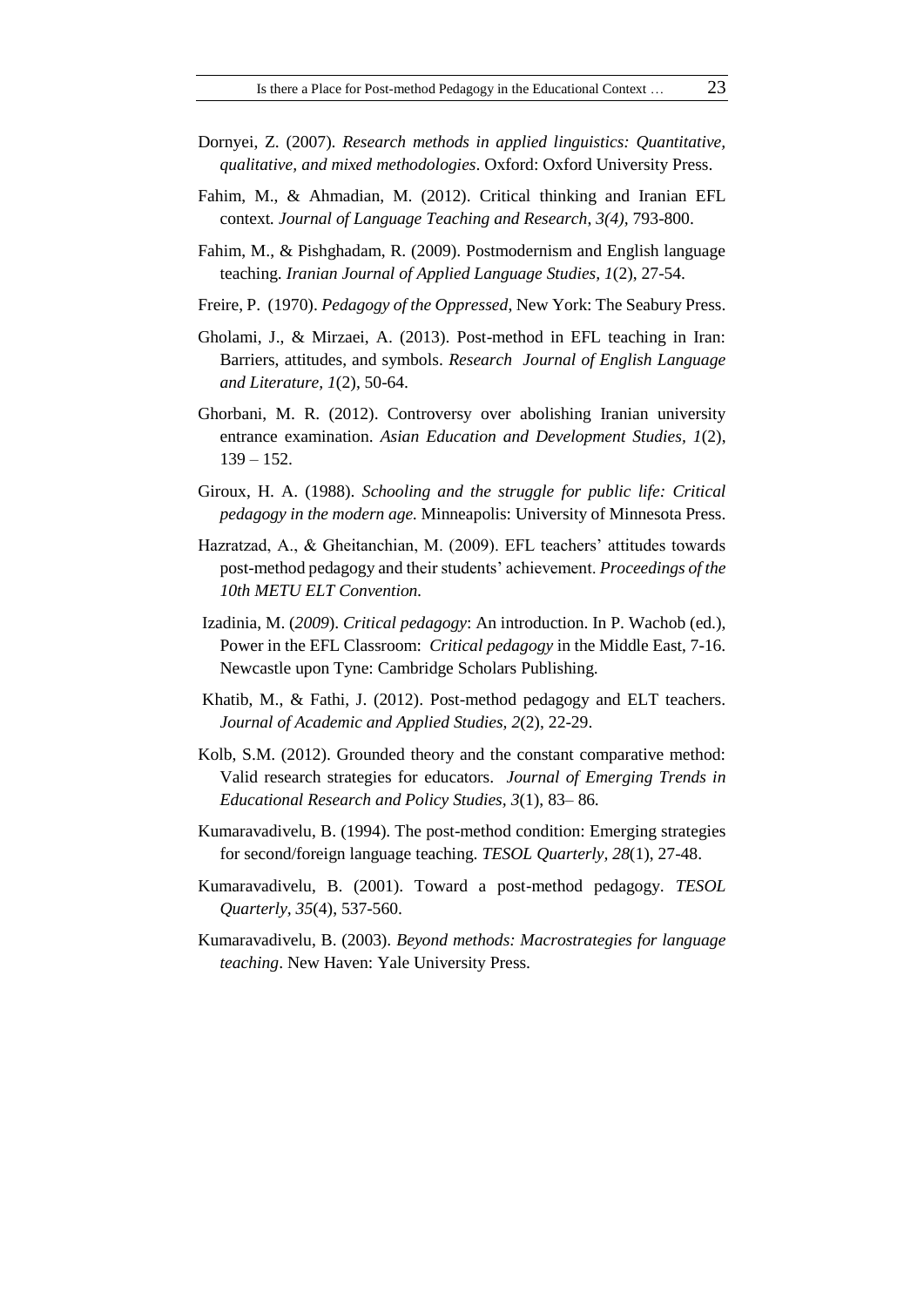Dornyei, Z. (2007). *Research methods in applied linguistics: Quantitative, qualitative, and mixed methodologies*. Oxford: Oxford University Press.

Fahim, M., & Ahmadian, M. (2012). Critical thinking and Iranian EFL context. *Journal of Language Teaching and Research, 3(4),* 793-800.

Fahim, M., & Pishghadam, R. (2009). Postmodernism and English language teaching. *Iranian Journal of Applied Language Studies, 1*(2), 27-54.

Freire, P. (1970). *Pedagogy of the Oppressed*, New York: The Seabury Press.

Gholami, J., & Mirzaei, A. (2013). Post-method in EFL teaching in Iran: Barriers, attitudes, and symbols. *Research Journal of English Language and Literature, 1*(2), 50-64.

Ghorbani, M. R. (2012). Controversy over abolishing Iranian university entrance examination. *Asian Education and Development Studies, 1*(2), 139 – 152.

Giroux, H. A. (1988). *Schooling and the struggle for public life: Critical pedagogy in the modern age.* Minneapolis: University of Minnesota Press.

Hazratzad, A., & Gheitanchian, M. (2009). EFL teachers' attitudes towards post-method pedagogy and their students' achievement. *Proceedings of the 10th METU ELT Convention.*

Izadinia, M. (*2009*). *Critical pedagogy*: An introduction. In P. Wachob (ed.), Power in the EFL Classroom: *Critical pedagogy* in the Middle East, 7-16. Newcastle upon Tyne: Cambridge Scholars Publishing.

Khatib, M., & Fathi, J. (2012). Post-method pedagogy and ELT teachers. *Journal of Academic and Applied Studies, 2*(2), 22-29.

Kolb, S.M. (2012). Grounded theory and the constant comparative method: Valid research strategies for educators. *Journal of Emerging Trends in Educational Research and Policy Studies, 3*(1), 83– 86.

Kumaravadivelu, B. (1994). The post-method condition: Emerging strategies for second/foreign language teaching. *TESOL Quarterly, 28*(1), 27-48.

Kumaravadivelu, B. (2001). Toward a post-method pedagogy. *TESOL Quarterly, 35*(4), 537-560.

Kumaravadivelu, B. (2003). *Beyond methods: Macrostrategies for language teaching*. New Haven: Yale University Press.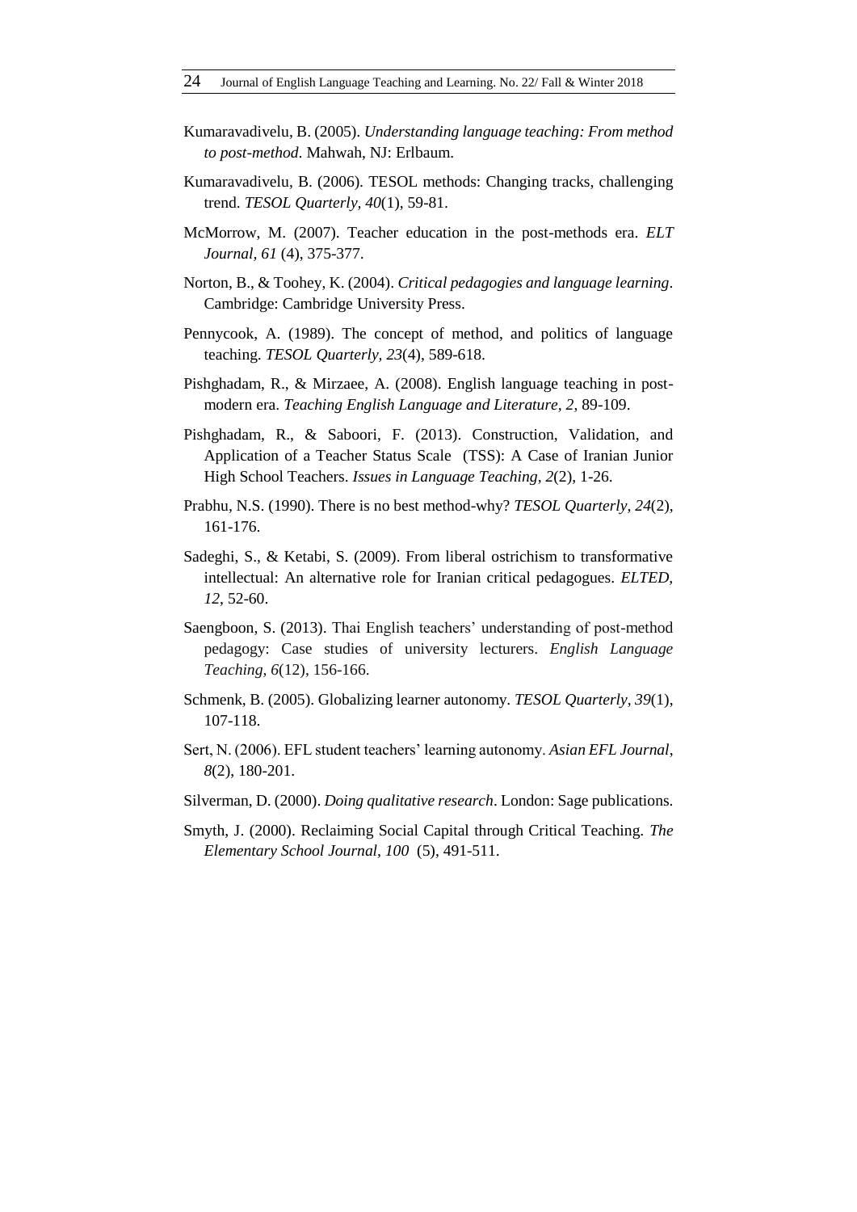Kumaravadivelu, B. (2005). *Understanding language teaching: From method to post-method*. Mahwah, NJ: Erlbaum.

Kumaravadivelu, B. (2006). TESOL methods: Changing tracks, challenging trend. *TESOL Quarterly, 40*(1), 59-81.

McMorrow, M. (2007). Teacher education in the post-methods era. *ELT Journal, 61* (4), 375-377.

Norton, B., & Toohey, K. (2004). *Critical pedagogies and language learning*. Cambridge: Cambridge University Press.

Pennycook, A. (1989). The concept of method, and politics of language teaching. *TESOL Quarterly, 23*(4), 589-618.

Pishghadam, R., & Mirzaee, A. (2008). English language teaching in post-modern era. *Teaching English Language and Literature, 2*, 89-109.

Pishghadam, R., & Saboori, F. (2013). Construction, Validation, and Application of a Teacher Status Scale (TSS): A Case of Iranian Junior High School Teachers. *Issues in Language Teaching, 2*(2), 1-26.

Prabhu, N.S. (1990). There is no best method-why? *TESOL Quarterly, 24*(2), 161-176.

Sadeghi, S., & Ketabi, S. (2009). From liberal ostrichism to transformative intellectual: An alternative role for Iranian critical pedagogues. *ELTED, 12*, 52-60.

Saengboon, S. (2013). Thai English teachers' understanding of post-method pedagogy: Case studies of university lecturers. *English Language Teaching, 6*(12), 156-166.

Schmenk, B. (2005). Globalizing learner autonomy. *TESOL Quarterly, 39*(1), 107-118.

Sert, N. (2006). EFL student teachers' learning autonomy. *Asian EFL Journal, 8*(2), 180-201.

Silverman, D. (2000). *Doing qualitative research*. London: Sage publications.

Smyth, J. (2000). Reclaiming Social Capital through Critical Teaching. *The Elementary School Journal, 100* (5), 491-511.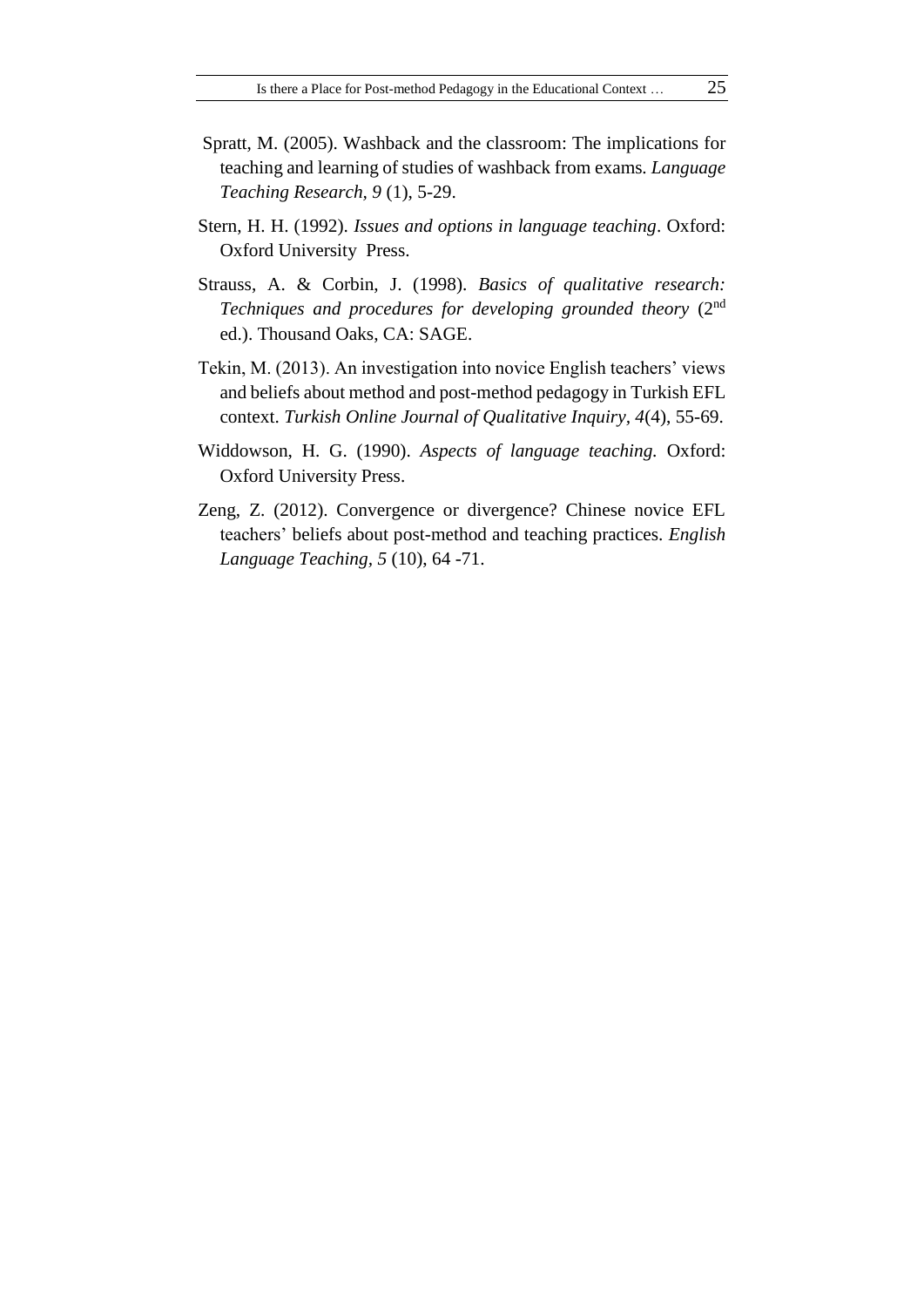Spratt, M. (2005). Washback and the classroom: The implications for teaching and learning of studies of washback from exams. *Language Teaching Research, 9* (1), 5-29.

Stern, H. H. (1992). *Issues and options in language teaching*. Oxford: Oxford University Press.

Strauss, A. & Corbin, J. (1998). *Basics of qualitative research: Techniques and procedures for developing grounded theory* (2nd ed.). Thousand Oaks, CA: SAGE.

Tekin, M. (2013). An investigation into novice English teachers' views and beliefs about method and post-method pedagogy in Turkish EFL context. *Turkish Online Journal of Qualitative Inquiry, 4*(4), 55-69.

Widdowson, H. G. (1990). *Aspects of language teaching.* Oxford: Oxford University Press.

Zeng, Z. (2012). Convergence or divergence? Chinese novice EFL teachers' beliefs about post-method and teaching practices. *English Language Teaching, 5* (10), 64 -71.